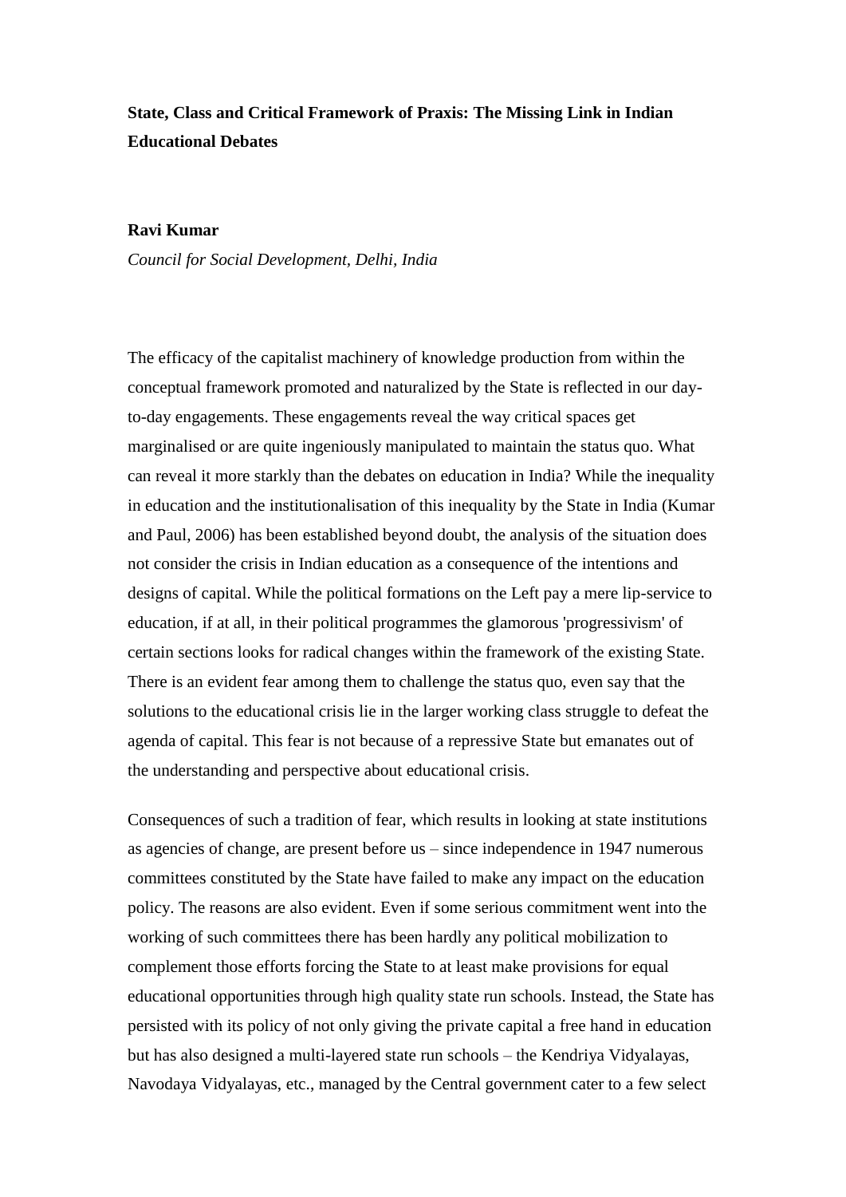# State, Class and Critical Framework of Praxis: The Missing Link in Indian Educational Debates

**Ravi Kumar**

*Council for Social Development, Delhi, India*

The efficacy of the capitalist machinery of knowledge production from within the conceptual framework promoted and naturalized by the State is reflected in our day-to-day engagements. These engagements reveal the way critical spaces get marginalised or are quite ingeniously manipulated to maintain the status quo. What can reveal it more starkly than the debates on education in India? While the inequality in education and the institutionalisation of this inequality by the State in India (Kumar and Paul, 2006) has been established beyond doubt, the analysis of the situation does not consider the crisis in Indian education as a consequence of the intentions and designs of capital. While the political formations on the Left pay a mere lip-service to education, if at all, in their political programmes the glamorous 'progressivism' of certain sections looks for radical changes within the framework of the existing State. There is an evident fear among them to challenge the status quo, even say that the solutions to the educational crisis lie in the larger working class struggle to defeat the agenda of capital. This fear is not because of a repressive State but emanates out of the understanding and perspective about educational crisis.

Consequences of such a tradition of fear, which results in looking at state institutions as agencies of change, are present before us – since independence in 1947 numerous committees constituted by the State have failed to make any impact on the education policy. The reasons are also evident. Even if some serious commitment went into the working of such committees there has been hardly any political mobilization to complement those efforts forcing the State to at least make provisions for equal educational opportunities through high quality state run schools. Instead, the State has persisted with its policy of not only giving the private capital a free hand in education but has also designed a multi-layered state run schools – the Kendriya Vidyalayas, Navodaya Vidyalayas, etc., managed by the Central government cater to a few select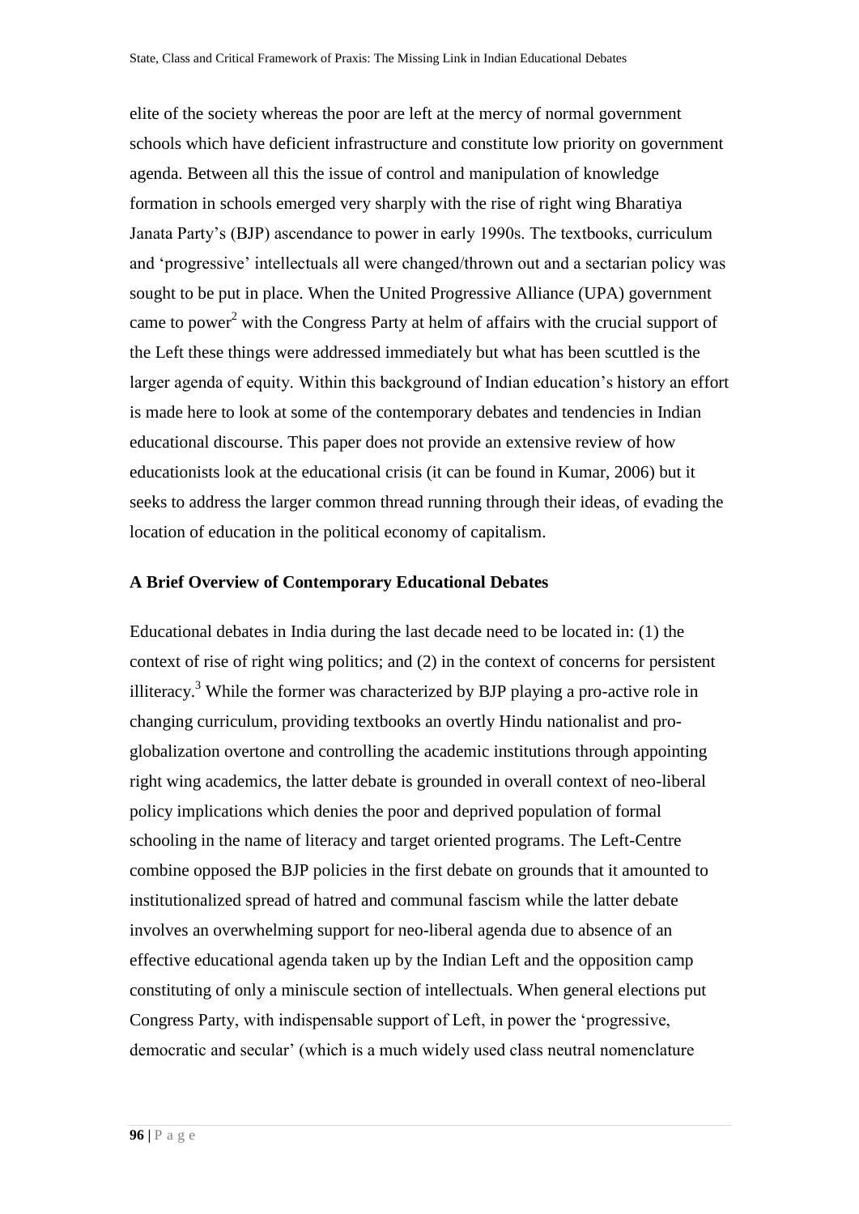elite of the society whereas the poor are left at the mercy of normal government schools which have deficient infrastructure and constitute low priority on government agenda. Between all this the issue of control and manipulation of knowledge formation in schools emerged very sharply with the rise of right wing Bharatiya Janata Party's (BJP) ascendance to power in early 1990s. The textbooks, curriculum and 'progressive' intellectuals all were changed/thrown out and a sectarian policy was sought to be put in place. When the United Progressive Alliance (UPA) government came to power[2] with the Congress Party at helm of affairs with the crucial support of the Left these things were addressed immediately but what has been scuttled is the larger agenda of equity. Within this background of Indian education's history an effort is made here to look at some of the contemporary debates and tendencies in Indian educational discourse. This paper does not provide an extensive review of how educationists look at the educational crisis (it can be found in Kumar, 2006) but it seeks to address the larger common thread running through their ideas, of evading the location of education in the political economy of capitalism.

**A Brief Overview of Contemporary Educational Debates**

Educational debates in India during the last decade need to be located in: (1) the context of rise of right wing politics; and (2) in the context of concerns for persistent illiteracy.[3] While the former was characterized by BJP playing a pro-active role in changing curriculum, providing textbooks an overtly Hindu nationalist and pro-globalization overtone and controlling the academic institutions through appointing right wing academics, the latter debate is grounded in overall context of neo-liberal policy implications which denies the poor and deprived population of formal schooling in the name of literacy and target oriented programs. The Left-Centre combine opposed the BJP policies in the first debate on grounds that it amounted to institutionalized spread of hatred and communal fascism while the latter debate involves an overwhelming support for neo-liberal agenda due to absence of an effective educational agenda taken up by the Indian Left and the opposition camp constituting of only a miniscule section of intellectuals. When general elections put Congress Party, with indispensable support of Left, in power the 'progressive, democratic and secular' (which is a much widely used class neutral nomenclature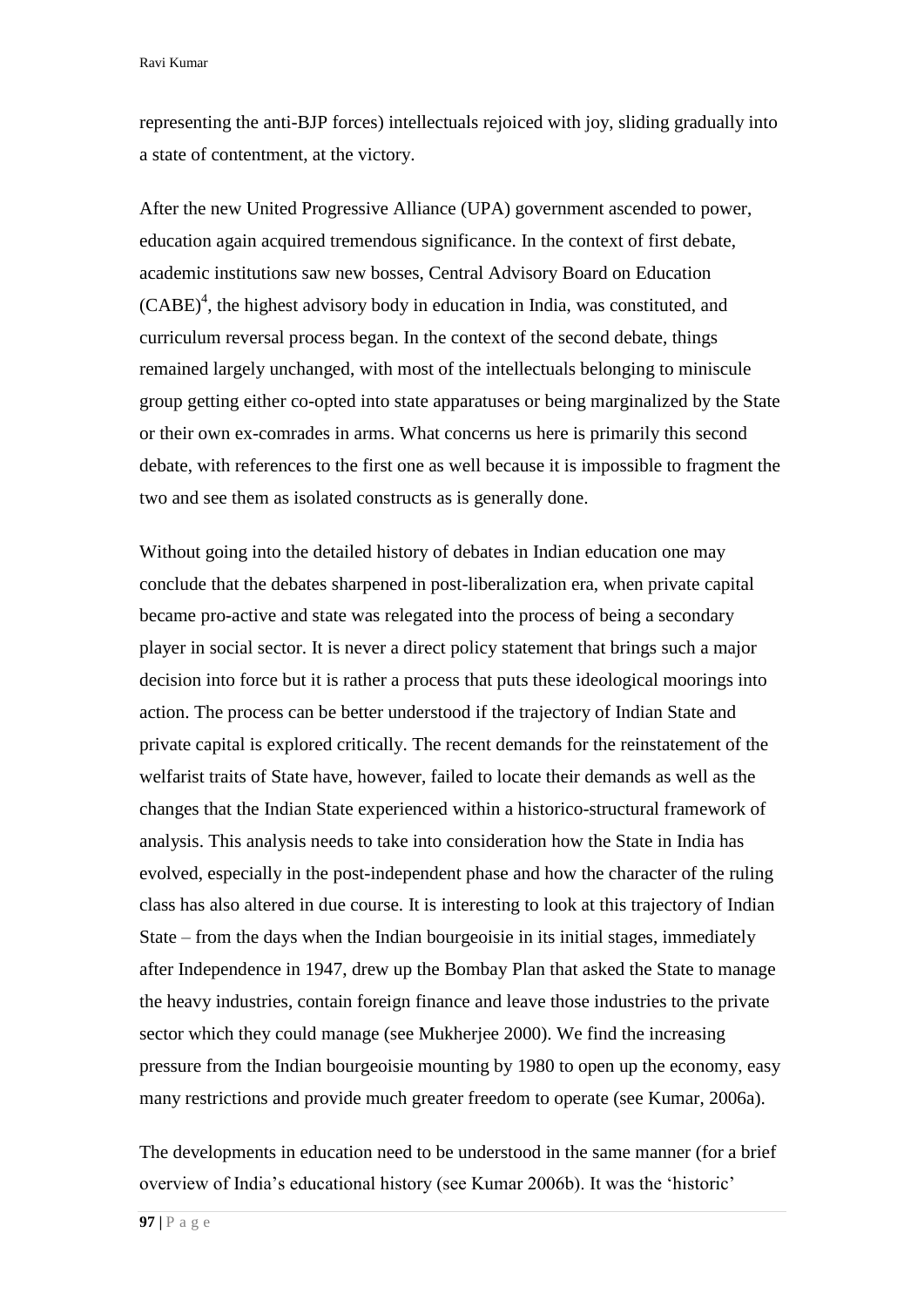representing the anti-BJP forces) intellectuals rejoiced with joy, sliding gradually into a state of contentment, at the victory.

After the new United Progressive Alliance (UPA) government ascended to power, education again acquired tremendous significance. In the context of first debate, academic institutions saw new bosses, Central Advisory Board on Education (CABE)[4], the highest advisory body in education in India, was constituted, and curriculum reversal process began. In the context of the second debate, things remained largely unchanged, with most of the intellectuals belonging to miniscule group getting either co-opted into state apparatuses or being marginalized by the State or their own ex-comrades in arms. What concerns us here is primarily this second debate, with references to the first one as well because it is impossible to fragment the two and see them as isolated constructs as is generally done.

Without going into the detailed history of debates in Indian education one may conclude that the debates sharpened in post-liberalization era, when private capital became pro-active and state was relegated into the process of being a secondary player in social sector. It is never a direct policy statement that brings such a major decision into force but it is rather a process that puts these ideological moorings into action. The process can be better understood if the trajectory of Indian State and private capital is explored critically. The recent demands for the reinstatement of the welfarist traits of State have, however, failed to locate their demands as well as the changes that the Indian State experienced within a historico-structural framework of analysis. This analysis needs to take into consideration how the State in India has evolved, especially in the post-independent phase and how the character of the ruling class has also altered in due course. It is interesting to look at this trajectory of Indian State – from the days when the Indian bourgeoisie in its initial stages, immediately after Independence in 1947, drew up the Bombay Plan that asked the State to manage the heavy industries, contain foreign finance and leave those industries to the private sector which they could manage (see Mukherjee 2000). We find the increasing pressure from the Indian bourgeoisie mounting by 1980 to open up the economy, easy many restrictions and provide much greater freedom to operate (see Kumar, 2006a).

The developments in education need to be understood in the same manner (for a brief overview of India's educational history (see Kumar 2006b). It was the 'historic'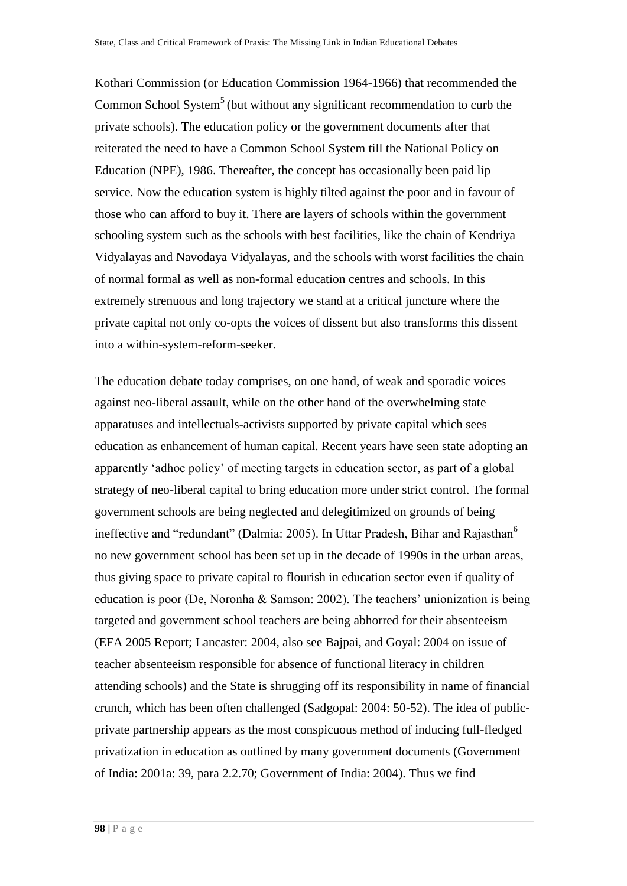Kothari Commission (or Education Commission 1964-1966) that recommended the Common School System[5] (but without any significant recommendation to curb the private schools). The education policy or the government documents after that reiterated the need to have a Common School System till the National Policy on Education (NPE), 1986. Thereafter, the concept has occasionally been paid lip service. Now the education system is highly tilted against the poor and in favour of those who can afford to buy it. There are layers of schools within the government schooling system such as the schools with best facilities, like the chain of Kendriya Vidyalayas and Navodaya Vidyalayas, and the schools with worst facilities the chain of normal formal as well as non-formal education centres and schools. In this extremely strenuous and long trajectory we stand at a critical juncture where the private capital not only co-opts the voices of dissent but also transforms this dissent into a within-system-reform-seeker.

The education debate today comprises, on one hand, of weak and sporadic voices against neo-liberal assault, while on the other hand of the overwhelming state apparatuses and intellectuals-activists supported by private capital which sees education as enhancement of human capital. Recent years have seen state adopting an apparently 'adhoc policy' of meeting targets in education sector, as part of a global strategy of neo-liberal capital to bring education more under strict control. The formal government schools are being neglected and delegitimized on grounds of being ineffective and "redundant" (Dalmia: 2005). In Uttar Pradesh, Bihar and Rajasthan[6] no new government school has been set up in the decade of 1990s in the urban areas, thus giving space to private capital to flourish in education sector even if quality of education is poor (De, Noronha & Samson: 2002). The teachers' unionization is being targeted and government school teachers are being abhorred for their absenteeism (EFA 2005 Report; Lancaster: 2004, also see Bajpai, and Goyal: 2004 on issue of teacher absenteeism responsible for absence of functional literacy in children attending schools) and the State is shrugging off its responsibility in name of financial crunch, which has been often challenged (Sadgopal: 2004: 50-52). The idea of public-private partnership appears as the most conspicuous method of inducing full-fledged privatization in education as outlined by many government documents (Government of India: 2001a: 39, para 2.2.70; Government of India: 2004). Thus we find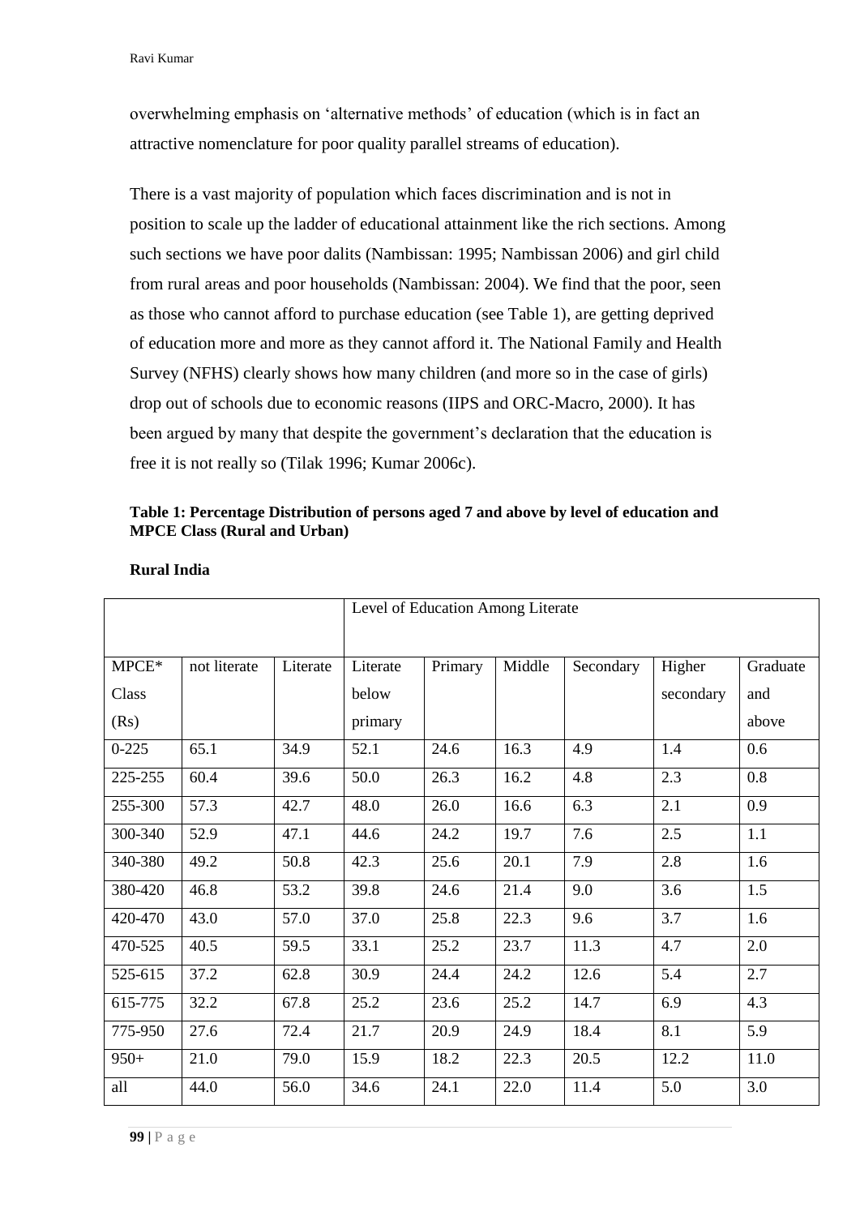overwhelming emphasis on 'alternative methods' of education (which is in fact an attractive nomenclature for poor quality parallel streams of education).

There is a vast majority of population which faces discrimination and is not in position to scale up the ladder of educational attainment like the rich sections. Among such sections we have poor dalits (Nambissan: 1995; Nambissan 2006) and girl child from rural areas and poor households (Nambissan: 2004). We find that the poor, seen as those who cannot afford to purchase education (see Table 1), are getting deprived of education more and more as they cannot afford it. The National Family and Health Survey (NFHS) clearly shows how many children (and more so in the case of girls) drop out of schools due to economic reasons (IIPS and ORC-Macro, 2000). It has been argued by many that despite the government's declaration that the education is free it is not really so (Tilak 1996; Kumar 2006c).

**Table 1: Percentage Distribution of persons aged 7 and above by level of education and MPCE Class (Rural and Urban)**

**Rural India**

| | | | Level of Education Among Literate | | | | | |
|---|---|---|---|---|---|---|---|---|
| MPCE* Class (Rs) | not literate | Literate | Literate below primary | Primary | Middle | Secondary | Higher secondary | Graduate and above |
| 0-225 | 65.1 | 34.9 | 52.1 | 24.6 | 16.3 | 4.9 | 1.4 | 0.6 |
| 225-255 | 60.4 | 39.6 | 50.0 | 26.3 | 16.2 | 4.8 | 2.3 | 0.8 |
| 255-300 | 57.3 | 42.7 | 48.0 | 26.0 | 16.6 | 6.3 | 2.1 | 0.9 |
| 300-340 | 52.9 | 47.1 | 44.6 | 24.2 | 19.7 | 7.6 | 2.5 | 1.1 |
| 340-380 | 49.2 | 50.8 | 42.3 | 25.6 | 20.1 | 7.9 | 2.8 | 1.6 |
| 380-420 | 46.8 | 53.2 | 39.8 | 24.6 | 21.4 | 9.0 | 3.6 | 1.5 |
| 420-470 | 43.0 | 57.0 | 37.0 | 25.8 | 22.3 | 9.6 | 3.7 | 1.6 |
| 470-525 | 40.5 | 59.5 | 33.1 | 25.2 | 23.7 | 11.3 | 4.7 | 2.0 |
| 525-615 | 37.2 | 62.8 | 30.9 | 24.4 | 24.2 | 12.6 | 5.4 | 2.7 |
| 615-775 | 32.2 | 67.8 | 25.2 | 23.6 | 25.2 | 14.7 | 6.9 | 4.3 |
| 775-950 | 27.6 | 72.4 | 21.7 | 20.9 | 24.9 | 18.4 | 8.1 | 5.9 |
| 950+ | 21.0 | 79.0 | 15.9 | 18.2 | 22.3 | 20.5 | 12.2 | 11.0 |
| all | 44.0 | 56.0 | 34.6 | 24.1 | 22.0 | 11.4 | 5.0 | 3.0 |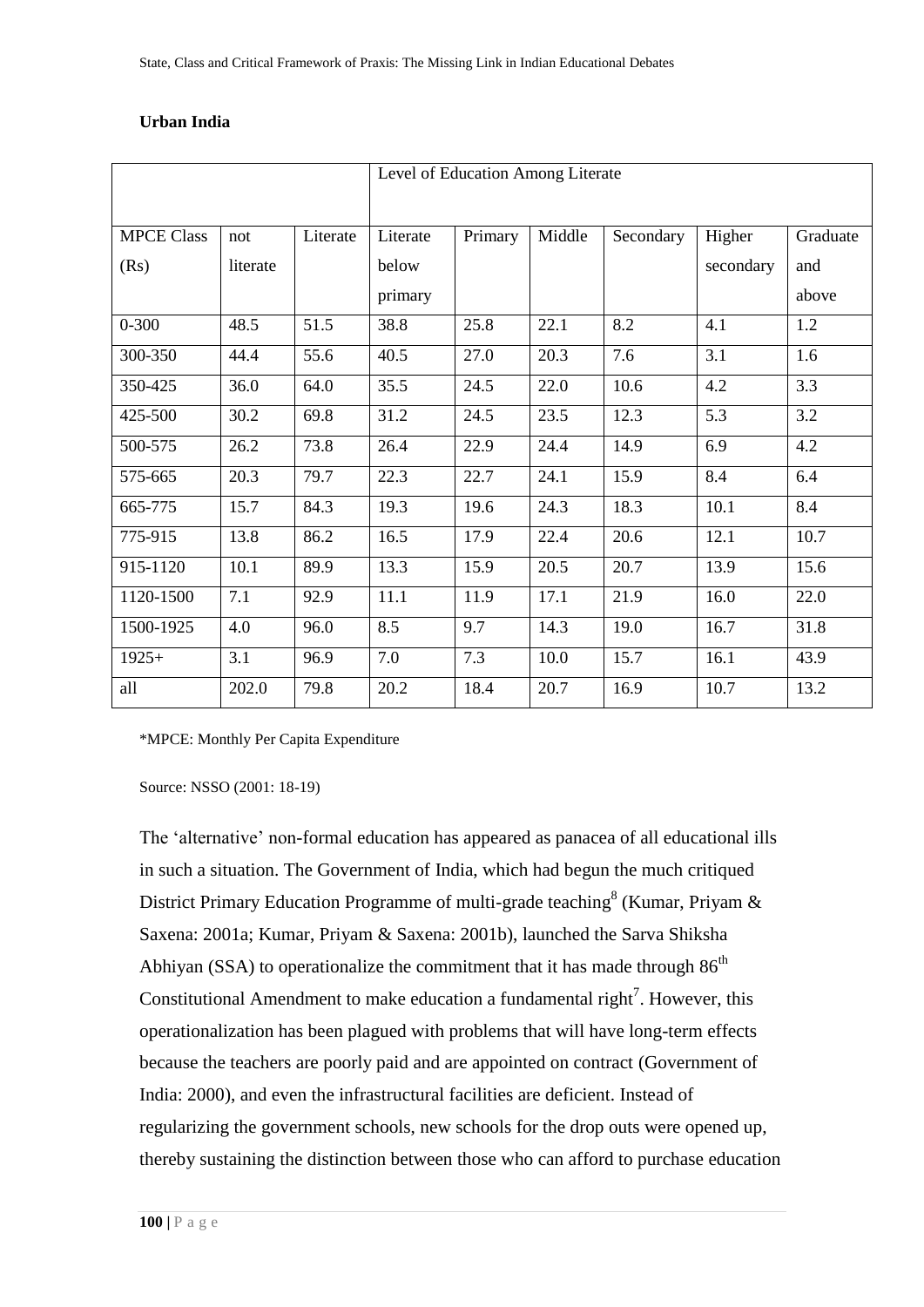**Urban India**

| | | | Level of Education Among Literate | | | | | |
|---|---|---|---|---|---|---|---|---|
| MPCE Class (Rs) | not literate | Literate | Literate below primary | Primary | Middle | Secondary | Higher secondary | Graduate and above |
| 0-300 | 48.5 | 51.5 | 38.8 | 25.8 | 22.1 | 8.2 | 4.1 | 1.2 |
| 300-350 | 44.4 | 55.6 | 40.5 | 27.0 | 20.3 | 7.6 | 3.1 | 1.6 |
| 350-425 | 36.0 | 64.0 | 35.5 | 24.5 | 22.0 | 10.6 | 4.2 | 3.3 |
| 425-500 | 30.2 | 69.8 | 31.2 | 24.5 | 23.5 | 12.3 | 5.3 | 3.2 |
| 500-575 | 26.2 | 73.8 | 26.4 | 22.9 | 24.4 | 14.9 | 6.9 | 4.2 |
| 575-665 | 20.3 | 79.7 | 22.3 | 22.7 | 24.1 | 15.9 | 8.4 | 6.4 |
| 665-775 | 15.7 | 84.3 | 19.3 | 19.6 | 24.3 | 18.3 | 10.1 | 8.4 |
| 775-915 | 13.8 | 86.2 | 16.5 | 17.9 | 22.4 | 20.6 | 12.1 | 10.7 |
| 915-1120 | 10.1 | 89.9 | 13.3 | 15.9 | 20.5 | 20.7 | 13.9 | 15.6 |
| 1120-1500 | 7.1 | 92.9 | 11.1 | 11.9 | 17.1 | 21.9 | 16.0 | 22.0 |
| 1500-1925 | 4.0 | 96.0 | 8.5 | 9.7 | 14.3 | 19.0 | 16.7 | 31.8 |
| 1925+ | 3.1 | 96.9 | 7.0 | 7.3 | 10.0 | 15.7 | 16.1 | 43.9 |
| all | 202.0 | 79.8 | 20.2 | 18.4 | 20.7 | 16.9 | 10.7 | 13.2 |

*MPCE: Monthly Per Capita Expenditure

Source: NSSO (2001: 18-19)

The 'alternative' non-formal education has appeared as panacea of all educational ills in such a situation. The Government of India, which had begun the much critiqued District Primary Education Programme of multi-grade teaching[8] (Kumar, Priyam & Saxena: 2001a; Kumar, Priyam & Saxena: 2001b), launched the Sarva Shiksha Abhiyan (SSA) to operationalize the commitment that it has made through 86th Constitutional Amendment to make education a fundamental right[7]. However, this operationalization has been plagued with problems that will have long-term effects because the teachers are poorly paid and are appointed on contract (Government of India: 2000), and even the infrastructural facilities are deficient. Instead of regularizing the government schools, new schools for the drop outs were opened up, thereby sustaining the distinction between those who can afford to purchase education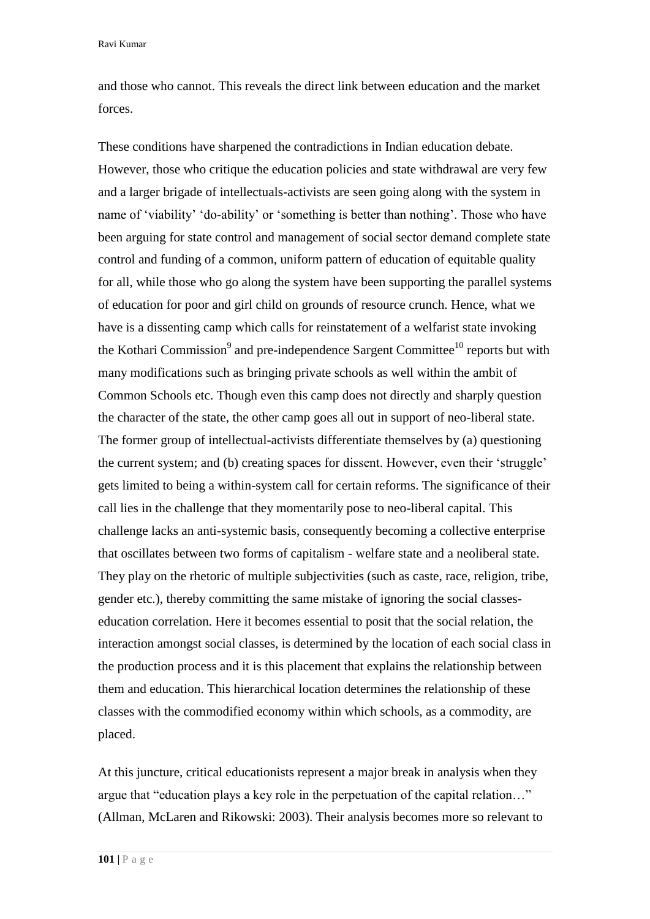and those who cannot. This reveals the direct link between education and the market forces.

These conditions have sharpened the contradictions in Indian education debate. However, those who critique the education policies and state withdrawal are very few and a larger brigade of intellectuals-activists are seen going along with the system in name of 'viability' 'do-ability' or 'something is better than nothing'. Those who have been arguing for state control and management of social sector demand complete state control and funding of a common, uniform pattern of education of equitable quality for all, while those who go along the system have been supporting the parallel systems of education for poor and girl child on grounds of resource crunch. Hence, what we have is a dissenting camp which calls for reinstatement of a welfarist state invoking the Kothari Commission[9] and pre-independence Sargent Committee[10] reports but with many modifications such as bringing private schools as well within the ambit of Common Schools etc. Though even this camp does not directly and sharply question the character of the state, the other camp goes all out in support of neo-liberal state. The former group of intellectual-activists differentiate themselves by (a) questioning the current system; and (b) creating spaces for dissent. However, even their 'struggle' gets limited to being a within-system call for certain reforms. The significance of their call lies in the challenge that they momentarily pose to neo-liberal capital. This challenge lacks an anti-systemic basis, consequently becoming a collective enterprise that oscillates between two forms of capitalism - welfare state and a neoliberal state. They play on the rhetoric of multiple subjectivities (such as caste, race, religion, tribe, gender etc.), thereby committing the same mistake of ignoring the social classes-education correlation. Here it becomes essential to posit that the social relation, the interaction amongst social classes, is determined by the location of each social class in the production process and it is this placement that explains the relationship between them and education. This hierarchical location determines the relationship of these classes with the commodified economy within which schools, as a commodity, are placed.

At this juncture, critical educationists represent a major break in analysis when they argue that "education plays a key role in the perpetuation of the capital relation…" (Allman, McLaren and Rikowski: 2003). Their analysis becomes more so relevant to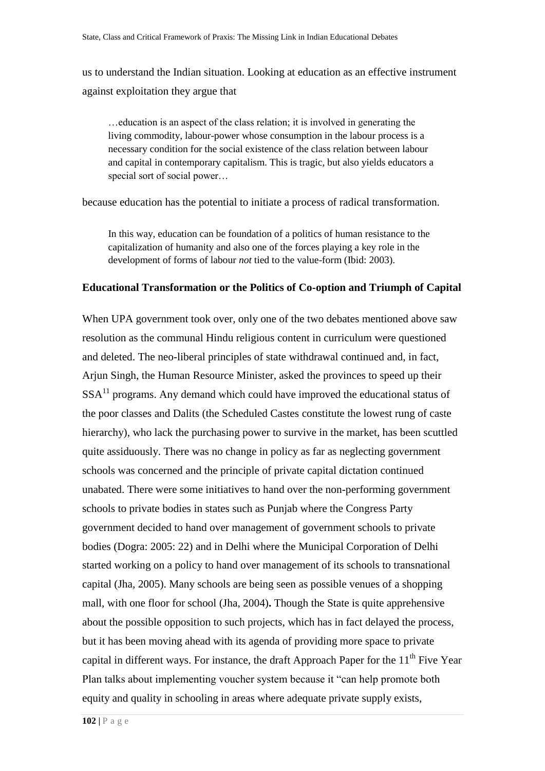us to understand the Indian situation. Looking at education as an effective instrument against exploitation they argue that

> …education is an aspect of the class relation; it is involved in generating the living commodity, labour-power whose consumption in the labour process is a necessary condition for the social existence of the class relation between labour and capital in contemporary capitalism. This is tragic, but also yields educators a special sort of social power…

because education has the potential to initiate a process of radical transformation.

> In this way, education can be foundation of a politics of human resistance to the capitalization of humanity and also one of the forces playing a key role in the development of forms of labour *not* tied to the value-form (Ibid: 2003).

## Educational Transformation or the Politics of Co-option and Triumph of Capital

When UPA government took over, only one of the two debates mentioned above saw resolution as the communal Hindu religious content in curriculum were questioned and deleted. The neo-liberal principles of state withdrawal continued and, in fact, Arjun Singh, the Human Resource Minister, asked the provinces to speed up their SSA[11] programs. Any demand which could have improved the educational status of the poor classes and Dalits (the Scheduled Castes constitute the lowest rung of caste hierarchy), who lack the purchasing power to survive in the market, has been scuttled quite assiduously. There was no change in policy as far as neglecting government schools was concerned and the principle of private capital dictation continued unabated. There were some initiatives to hand over the non-performing government schools to private bodies in states such as Punjab where the Congress Party government decided to hand over management of government schools to private bodies (Dogra: 2005: 22) and in Delhi where the Municipal Corporation of Delhi started working on a policy to hand over management of its schools to transnational capital (Jha, 2005). Many schools are being seen as possible venues of a shopping mall, with one floor for school (Jha, 2004)**.** Though the State is quite apprehensive about the possible opposition to such projects, which has in fact delayed the process, but it has been moving ahead with its agenda of providing more space to private capital in different ways. For instance, the draft Approach Paper for the 11th Five Year Plan talks about implementing voucher system because it "can help promote both equity and quality in schooling in areas where adequate private supply exists,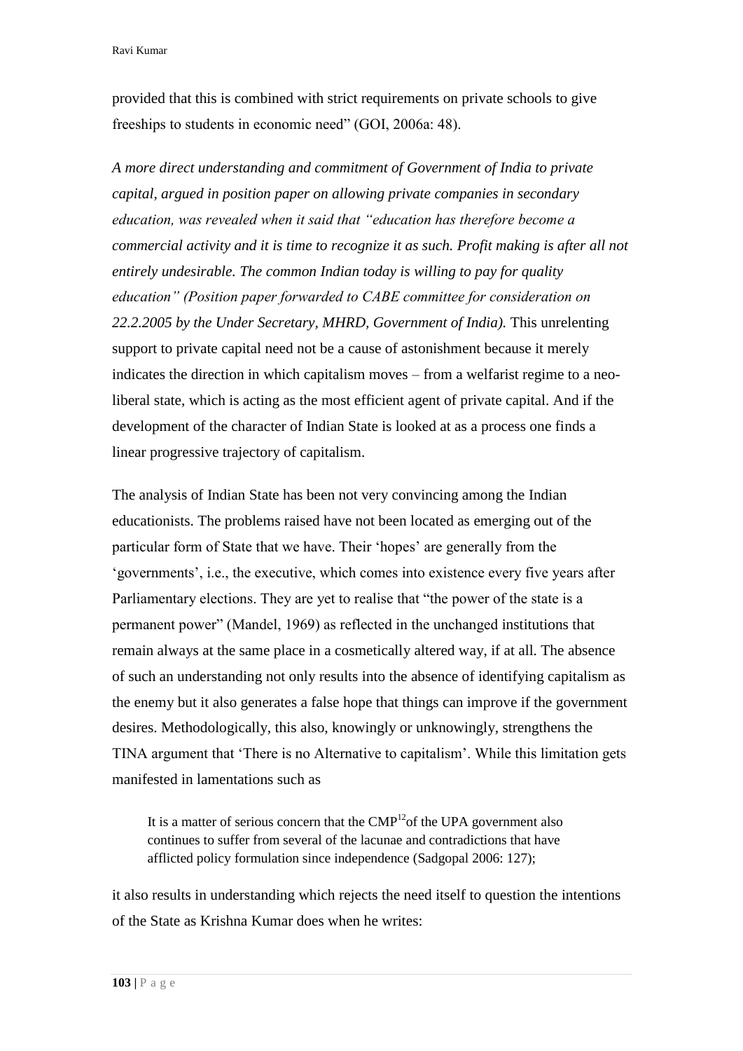provided that this is combined with strict requirements on private schools to give freeships to students in economic need" (GOI, 2006a: 48).

*A more direct understanding and commitment of Government of India to private capital, argued in position paper on allowing private companies in secondary education, was revealed when it said that "education has therefore become a commercial activity and it is time to recognize it as such. Profit making is after all not entirely undesirable. The common Indian today is willing to pay for quality education" (Position paper forwarded to CABE committee for consideration on 22.2.2005 by the Under Secretary, MHRD, Government of India).* This unrelenting support to private capital need not be a cause of astonishment because it merely indicates the direction in which capitalism moves – from a welfarist regime to a neo-liberal state, which is acting as the most efficient agent of private capital. And if the development of the character of Indian State is looked at as a process one finds a linear progressive trajectory of capitalism.

The analysis of Indian State has been not very convincing among the Indian educationists. The problems raised have not been located as emerging out of the particular form of State that we have. Their 'hopes' are generally from the 'governments', i.e., the executive, which comes into existence every five years after Parliamentary elections. They are yet to realise that "the power of the state is a permanent power" (Mandel, 1969) as reflected in the unchanged institutions that remain always at the same place in a cosmetically altered way, if at all. The absence of such an understanding not only results into the absence of identifying capitalism as the enemy but it also generates a false hope that things can improve if the government desires. Methodologically, this also, knowingly or unknowingly, strengthens the TINA argument that 'There is no Alternative to capitalism'. While this limitation gets manifested in lamentations such as

> It is a matter of serious concern that the CMP[12]of the UPA government also continues to suffer from several of the lacunae and contradictions that have afflicted policy formulation since independence (Sadgopal 2006: 127);

it also results in understanding which rejects the need itself to question the intentions of the State as Krishna Kumar does when he writes: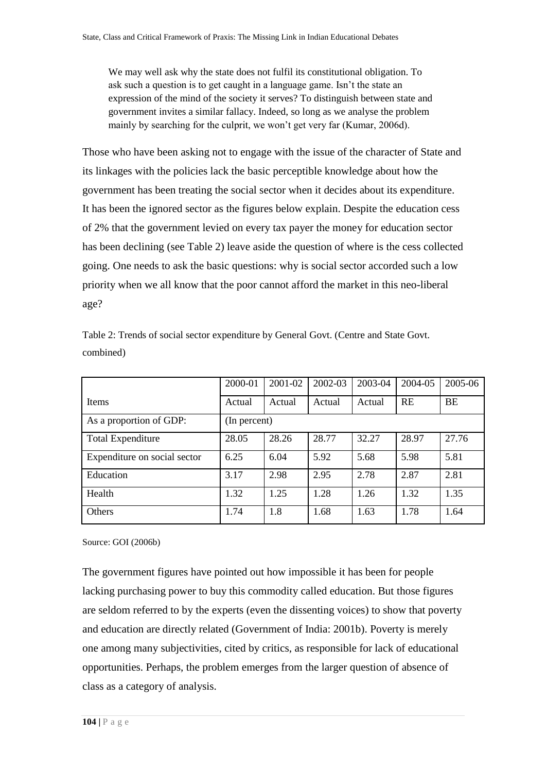> We may well ask why the state does not fulfil its constitutional obligation. To ask such a question is to get caught in a language game. Isn't the state an expression of the mind of the society it serves? To distinguish between state and government invites a similar fallacy. Indeed, so long as we analyse the problem mainly by searching for the culprit, we won't get very far (Kumar, 2006d).

Those who have been asking not to engage with the issue of the character of State and its linkages with the policies lack the basic perceptible knowledge about how the government has been treating the social sector when it decides about its expenditure. It has been the ignored sector as the figures below explain. Despite the education cess of 2% that the government levied on every tax payer the money for education sector has been declining (see Table 2) leave aside the question of where is the cess collected going. One needs to ask the basic questions: why is social sector accorded such a low priority when we all know that the poor cannot afford the market in this neo-liberal age?

Table 2: Trends of social sector expenditure by General Govt. (Centre and State Govt. combined)

| | 2000-01 | 2001-02 | 2002-03 | 2003-04 | 2004-05 | 2005-06 |
|---|---|---|---|---|---|---|
| Items | Actual | Actual | Actual | Actual | RE | BE |
| As a proportion of GDP: | (In percent) | | | | | |
| Total Expenditure | 28.05 | 28.26 | 28.77 | 32.27 | 28.97 | 27.76 |
| Expenditure on social sector | 6.25 | 6.04 | 5.92 | 5.68 | 5.98 | 5.81 |
| Education | 3.17 | 2.98 | 2.95 | 2.78 | 2.87 | 2.81 |
| Health | 1.32 | 1.25 | 1.28 | 1.26 | 1.32 | 1.35 |
| Others | 1.74 | 1.8 | 1.68 | 1.63 | 1.78 | 1.64 |

Source: GOI (2006b)

The government figures have pointed out how impossible it has been for people lacking purchasing power to buy this commodity called education. But those figures are seldom referred to by the experts (even the dissenting voices) to show that poverty and education are directly related (Government of India: 2001b). Poverty is merely one among many subjectivities, cited by critics, as responsible for lack of educational opportunities. Perhaps, the problem emerges from the larger question of absence of class as a category of analysis.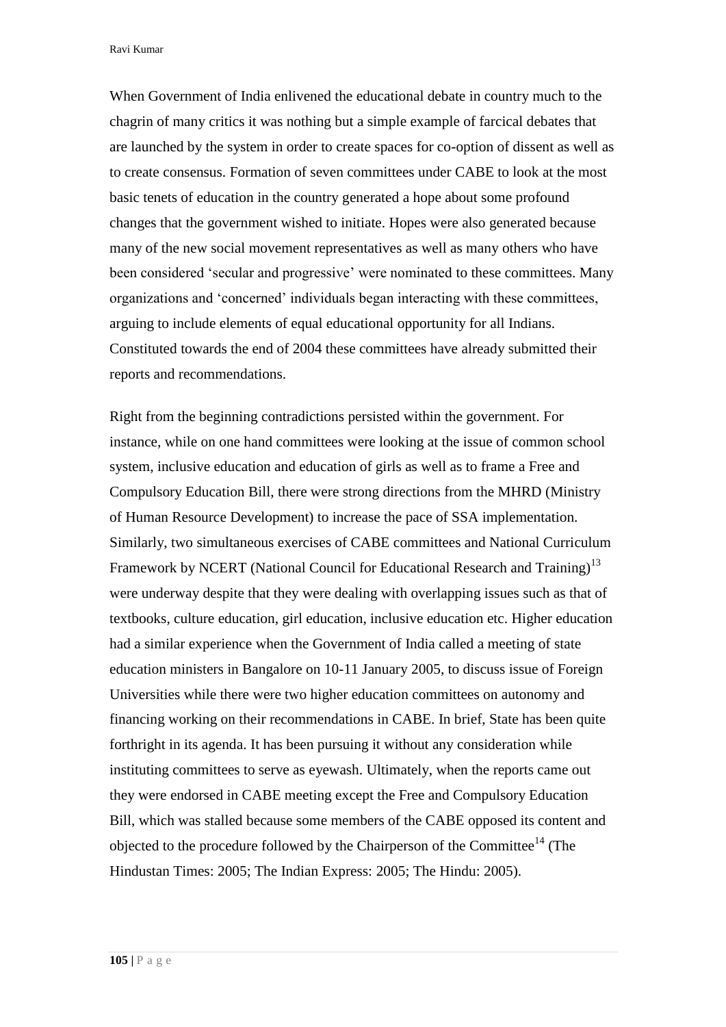When Government of India enlivened the educational debate in country much to the chagrin of many critics it was nothing but a simple example of farcical debates that are launched by the system in order to create spaces for co-option of dissent as well as to create consensus. Formation of seven committees under CABE to look at the most basic tenets of education in the country generated a hope about some profound changes that the government wished to initiate. Hopes were also generated because many of the new social movement representatives as well as many others who have been considered 'secular and progressive' were nominated to these committees. Many organizations and 'concerned' individuals began interacting with these committees, arguing to include elements of equal educational opportunity for all Indians. Constituted towards the end of 2004 these committees have already submitted their reports and recommendations.

Right from the beginning contradictions persisted within the government. For instance, while on one hand committees were looking at the issue of common school system, inclusive education and education of girls as well as to frame a Free and Compulsory Education Bill, there were strong directions from the MHRD (Ministry of Human Resource Development) to increase the pace of SSA implementation. Similarly, two simultaneous exercises of CABE committees and National Curriculum Framework by NCERT (National Council for Educational Research and Training)[13] were underway despite that they were dealing with overlapping issues such as that of textbooks, culture education, girl education, inclusive education etc. Higher education had a similar experience when the Government of India called a meeting of state education ministers in Bangalore on 10-11 January 2005, to discuss issue of Foreign Universities while there were two higher education committees on autonomy and financing working on their recommendations in CABE. In brief, State has been quite forthright in its agenda. It has been pursuing it without any consideration while instituting committees to serve as eyewash. Ultimately, when the reports came out they were endorsed in CABE meeting except the Free and Compulsory Education Bill, which was stalled because some members of the CABE opposed its content and objected to the procedure followed by the Chairperson of the Committee[14] (The Hindustan Times: 2005; The Indian Express: 2005; The Hindu: 2005).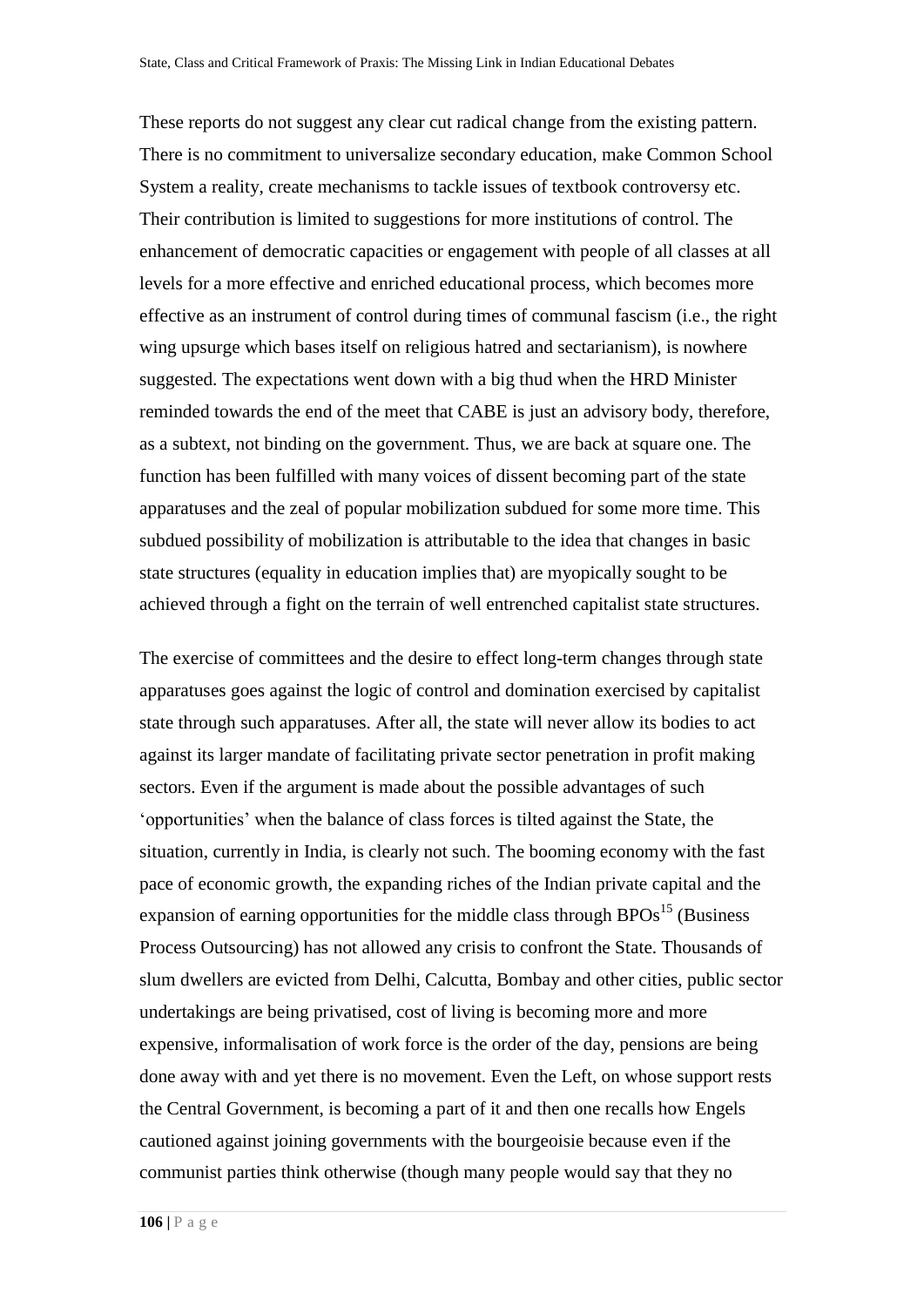These reports do not suggest any clear cut radical change from the existing pattern. There is no commitment to universalize secondary education, make Common School System a reality, create mechanisms to tackle issues of textbook controversy etc. Their contribution is limited to suggestions for more institutions of control. The enhancement of democratic capacities or engagement with people of all classes at all levels for a more effective and enriched educational process, which becomes more effective as an instrument of control during times of communal fascism (i.e., the right wing upsurge which bases itself on religious hatred and sectarianism), is nowhere suggested. The expectations went down with a big thud when the HRD Minister reminded towards the end of the meet that CABE is just an advisory body, therefore, as a subtext, not binding on the government. Thus, we are back at square one. The function has been fulfilled with many voices of dissent becoming part of the state apparatuses and the zeal of popular mobilization subdued for some more time. This subdued possibility of mobilization is attributable to the idea that changes in basic state structures (equality in education implies that) are myopically sought to be achieved through a fight on the terrain of well entrenched capitalist state structures.

The exercise of committees and the desire to effect long-term changes through state apparatuses goes against the logic of control and domination exercised by capitalist state through such apparatuses. After all, the state will never allow its bodies to act against its larger mandate of facilitating private sector penetration in profit making sectors. Even if the argument is made about the possible advantages of such 'opportunities' when the balance of class forces is tilted against the State, the situation, currently in India, is clearly not such. The booming economy with the fast pace of economic growth, the expanding riches of the Indian private capital and the expansion of earning opportunities for the middle class through BPOs[15] (Business Process Outsourcing) has not allowed any crisis to confront the State. Thousands of slum dwellers are evicted from Delhi, Calcutta, Bombay and other cities, public sector undertakings are being privatised, cost of living is becoming more and more expensive, informalisation of work force is the order of the day, pensions are being done away with and yet there is no movement. Even the Left, on whose support rests the Central Government, is becoming a part of it and then one recalls how Engels cautioned against joining governments with the bourgeoisie because even if the communist parties think otherwise (though many people would say that they no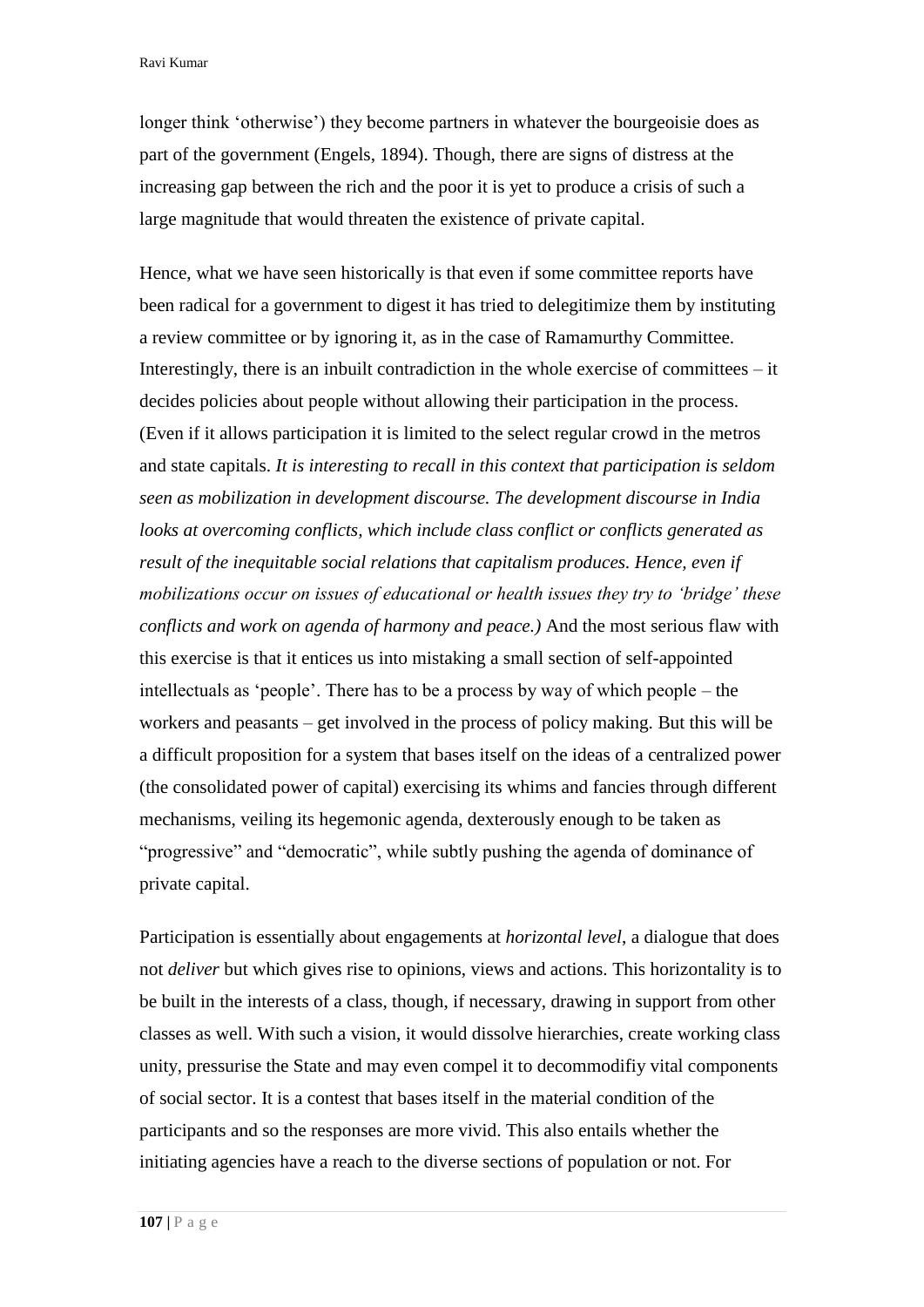longer think 'otherwise') they become partners in whatever the bourgeoisie does as part of the government (Engels, 1894). Though, there are signs of distress at the increasing gap between the rich and the poor it is yet to produce a crisis of such a large magnitude that would threaten the existence of private capital.

Hence, what we have seen historically is that even if some committee reports have been radical for a government to digest it has tried to delegitimize them by instituting a review committee or by ignoring it, as in the case of Ramamurthy Committee. Interestingly, there is an inbuilt contradiction in the whole exercise of committees – it decides policies about people without allowing their participation in the process. (Even if it allows participation it is limited to the select regular crowd in the metros and state capitals. *It is interesting to recall in this context that participation is seldom seen as mobilization in development discourse. The development discourse in India looks at overcoming conflicts, which include class conflict or conflicts generated as result of the inequitable social relations that capitalism produces. Hence, even if mobilizations occur on issues of educational or health issues they try to 'bridge' these conflicts and work on agenda of harmony and peace.)* And the most serious flaw with this exercise is that it entices us into mistaking a small section of self-appointed intellectuals as 'people'. There has to be a process by way of which people – the workers and peasants – get involved in the process of policy making. But this will be a difficult proposition for a system that bases itself on the ideas of a centralized power (the consolidated power of capital) exercising its whims and fancies through different mechanisms, veiling its hegemonic agenda, dexterously enough to be taken as "progressive" and "democratic", while subtly pushing the agenda of dominance of private capital.

Participation is essentially about engagements at *horizontal level*, a dialogue that does not *deliver* but which gives rise to opinions, views and actions. This horizontality is to be built in the interests of a class, though, if necessary, drawing in support from other classes as well. With such a vision, it would dissolve hierarchies, create working class unity, pressurise the State and may even compel it to decommodifiy vital components of social sector. It is a contest that bases itself in the material condition of the participants and so the responses are more vivid. This also entails whether the initiating agencies have a reach to the diverse sections of population or not. For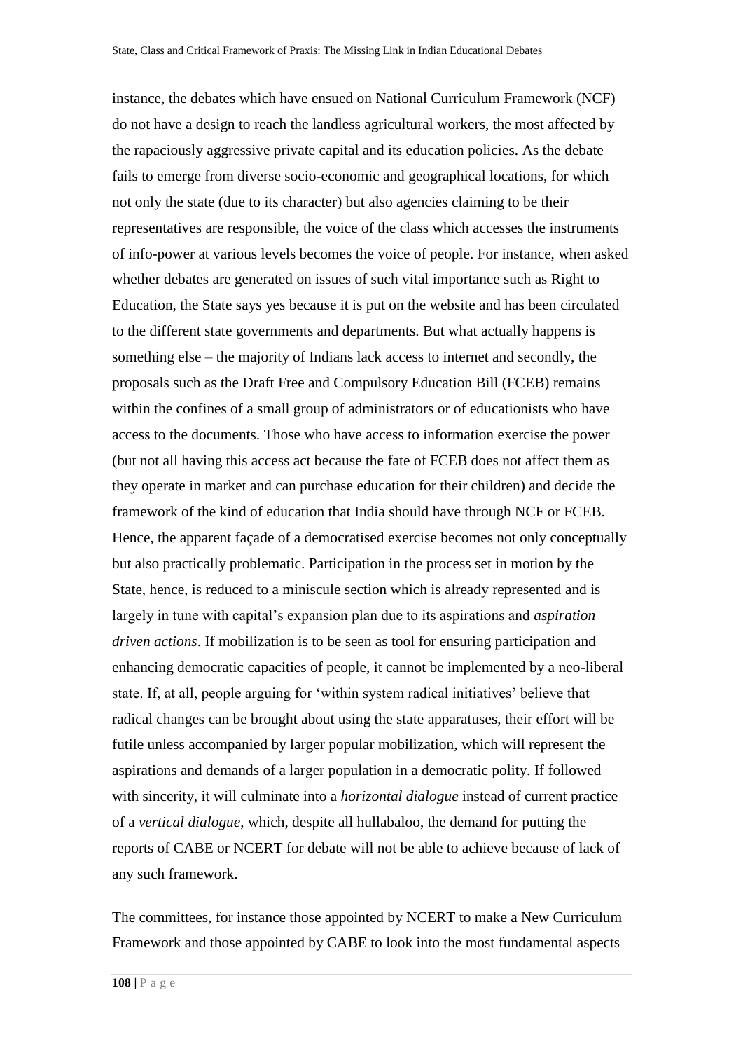instance, the debates which have ensued on National Curriculum Framework (NCF) do not have a design to reach the landless agricultural workers, the most affected by the rapaciously aggressive private capital and its education policies. As the debate fails to emerge from diverse socio-economic and geographical locations, for which not only the state (due to its character) but also agencies claiming to be their representatives are responsible, the voice of the class which accesses the instruments of info-power at various levels becomes the voice of people. For instance, when asked whether debates are generated on issues of such vital importance such as Right to Education, the State says yes because it is put on the website and has been circulated to the different state governments and departments. But what actually happens is something else – the majority of Indians lack access to internet and secondly, the proposals such as the Draft Free and Compulsory Education Bill (FCEB) remains within the confines of a small group of administrators or of educationists who have access to the documents. Those who have access to information exercise the power (but not all having this access act because the fate of FCEB does not affect them as they operate in market and can purchase education for their children) and decide the framework of the kind of education that India should have through NCF or FCEB. Hence, the apparent façade of a democratised exercise becomes not only conceptually but also practically problematic. Participation in the process set in motion by the State, hence, is reduced to a miniscule section which is already represented and is largely in tune with capital's expansion plan due to its aspirations and *aspiration driven actions*. If mobilization is to be seen as tool for ensuring participation and enhancing democratic capacities of people, it cannot be implemented by a neo-liberal state. If, at all, people arguing for 'within system radical initiatives' believe that radical changes can be brought about using the state apparatuses, their effort will be futile unless accompanied by larger popular mobilization, which will represent the aspirations and demands of a larger population in a democratic polity. If followed with sincerity, it will culminate into a *horizontal dialogue* instead of current practice of a *vertical dialogue*, which, despite all hullabaloo, the demand for putting the reports of CABE or NCERT for debate will not be able to achieve because of lack of any such framework.

The committees, for instance those appointed by NCERT to make a New Curriculum Framework and those appointed by CABE to look into the most fundamental aspects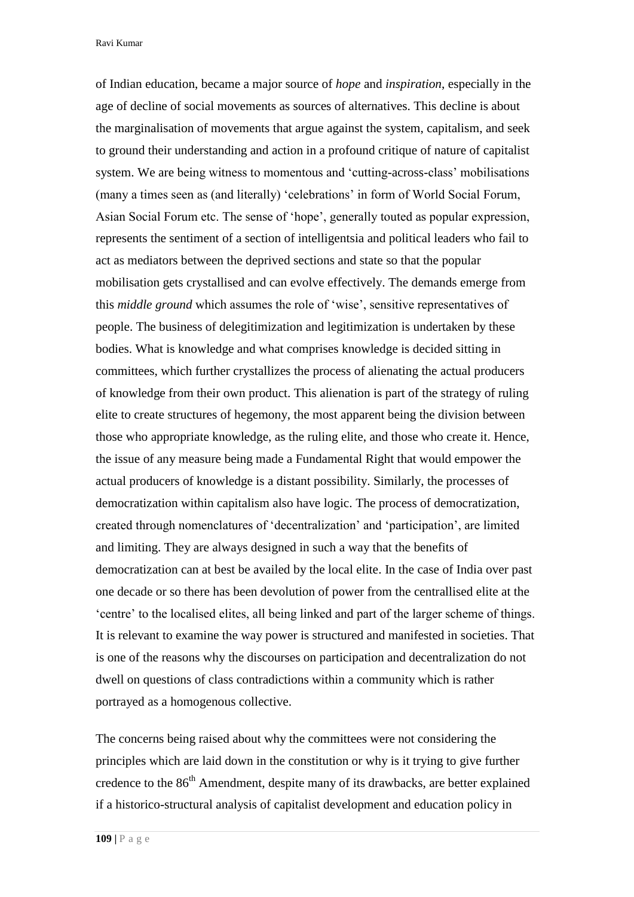of Indian education, became a major source of *hope* and *inspiration*, especially in the age of decline of social movements as sources of alternatives. This decline is about the marginalisation of movements that argue against the system, capitalism, and seek to ground their understanding and action in a profound critique of nature of capitalist system. We are being witness to momentous and 'cutting-across-class' mobilisations (many a times seen as (and literally) 'celebrations' in form of World Social Forum, Asian Social Forum etc. The sense of 'hope', generally touted as popular expression, represents the sentiment of a section of intelligentsia and political leaders who fail to act as mediators between the deprived sections and state so that the popular mobilisation gets crystallised and can evolve effectively. The demands emerge from this *middle ground* which assumes the role of 'wise', sensitive representatives of people. The business of delegitimization and legitimization is undertaken by these bodies. What is knowledge and what comprises knowledge is decided sitting in committees, which further crystallizes the process of alienating the actual producers of knowledge from their own product. This alienation is part of the strategy of ruling elite to create structures of hegemony, the most apparent being the division between those who appropriate knowledge, as the ruling elite, and those who create it. Hence, the issue of any measure being made a Fundamental Right that would empower the actual producers of knowledge is a distant possibility. Similarly, the processes of democratization within capitalism also have logic. The process of democratization, created through nomenclatures of 'decentralization' and 'participation', are limited and limiting. They are always designed in such a way that the benefits of democratization can at best be availed by the local elite. In the case of India over past one decade or so there has been devolution of power from the centrallised elite at the 'centre' to the localised elites, all being linked and part of the larger scheme of things. It is relevant to examine the way power is structured and manifested in societies. That is one of the reasons why the discourses on participation and decentralization do not dwell on questions of class contradictions within a community which is rather portrayed as a homogenous collective.

The concerns being raised about why the committees were not considering the principles which are laid down in the constitution or why is it trying to give further credence to the 86th Amendment, despite many of its drawbacks, are better explained if a historico-structural analysis of capitalist development and education policy in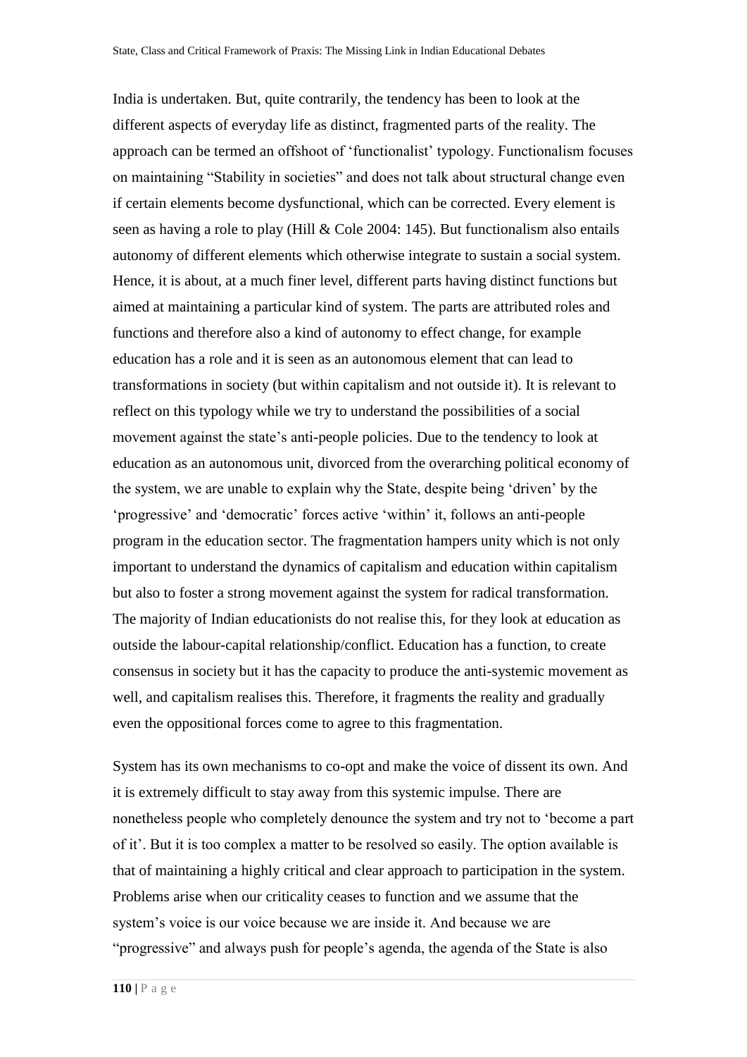India is undertaken. But, quite contrarily, the tendency has been to look at the different aspects of everyday life as distinct, fragmented parts of the reality. The approach can be termed an offshoot of 'functionalist' typology. Functionalism focuses on maintaining "Stability in societies" and does not talk about structural change even if certain elements become dysfunctional, which can be corrected. Every element is seen as having a role to play (Hill & Cole 2004: 145). But functionalism also entails autonomy of different elements which otherwise integrate to sustain a social system. Hence, it is about, at a much finer level, different parts having distinct functions but aimed at maintaining a particular kind of system. The parts are attributed roles and functions and therefore also a kind of autonomy to effect change, for example education has a role and it is seen as an autonomous element that can lead to transformations in society (but within capitalism and not outside it). It is relevant to reflect on this typology while we try to understand the possibilities of a social movement against the state's anti-people policies. Due to the tendency to look at education as an autonomous unit, divorced from the overarching political economy of the system, we are unable to explain why the State, despite being 'driven' by the 'progressive' and 'democratic' forces active 'within' it, follows an anti-people program in the education sector. The fragmentation hampers unity which is not only important to understand the dynamics of capitalism and education within capitalism but also to foster a strong movement against the system for radical transformation. The majority of Indian educationists do not realise this, for they look at education as outside the labour-capital relationship/conflict. Education has a function, to create consensus in society but it has the capacity to produce the anti-systemic movement as well, and capitalism realises this. Therefore, it fragments the reality and gradually even the oppositional forces come to agree to this fragmentation.

System has its own mechanisms to co-opt and make the voice of dissent its own. And it is extremely difficult to stay away from this systemic impulse. There are nonetheless people who completely denounce the system and try not to 'become a part of it'. But it is too complex a matter to be resolved so easily. The option available is that of maintaining a highly critical and clear approach to participation in the system. Problems arise when our criticality ceases to function and we assume that the system's voice is our voice because we are inside it. And because we are "progressive" and always push for people's agenda, the agenda of the State is also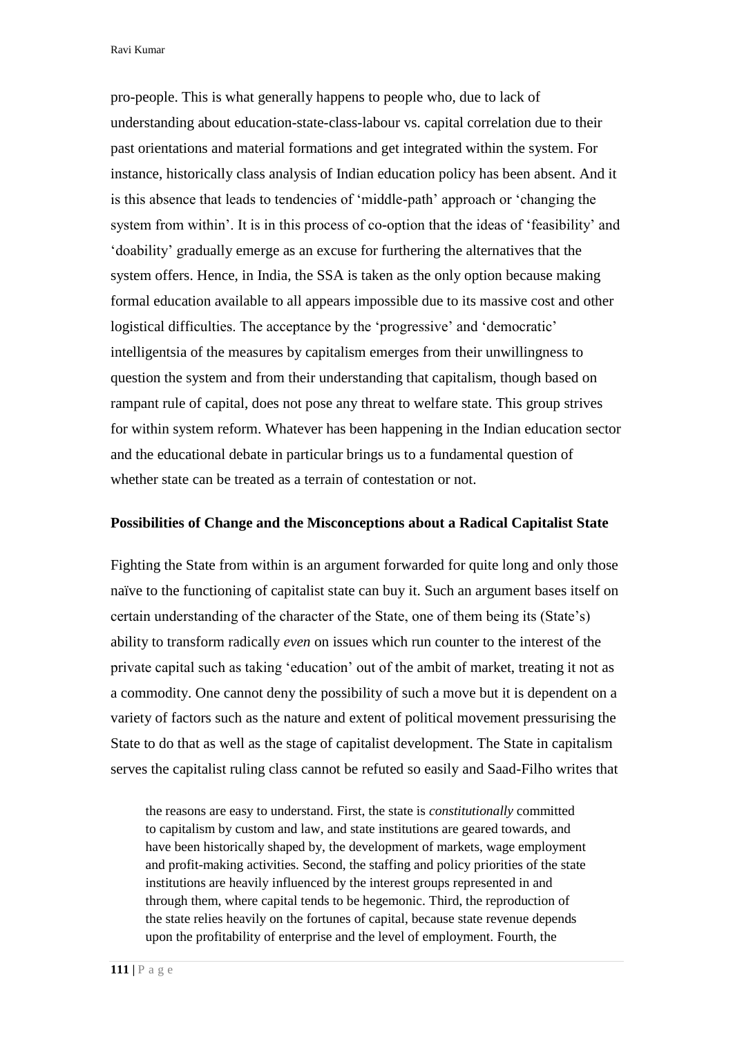pro-people. This is what generally happens to people who, due to lack of understanding about education-state-class-labour vs. capital correlation due to their past orientations and material formations and get integrated within the system. For instance, historically class analysis of Indian education policy has been absent. And it is this absence that leads to tendencies of 'middle-path' approach or 'changing the system from within'. It is in this process of co-option that the ideas of 'feasibility' and 'doability' gradually emerge as an excuse for furthering the alternatives that the system offers. Hence, in India, the SSA is taken as the only option because making formal education available to all appears impossible due to its massive cost and other logistical difficulties. The acceptance by the 'progressive' and 'democratic' intelligentsia of the measures by capitalism emerges from their unwillingness to question the system and from their understanding that capitalism, though based on rampant rule of capital, does not pose any threat to welfare state. This group strives for within system reform. Whatever has been happening in the Indian education sector and the educational debate in particular brings us to a fundamental question of whether state can be treated as a terrain of contestation or not.

## Possibilities of Change and the Misconceptions about a Radical Capitalist State

Fighting the State from within is an argument forwarded for quite long and only those naïve to the functioning of capitalist state can buy it. Such an argument bases itself on certain understanding of the character of the State, one of them being its (State's) ability to transform radically *even* on issues which run counter to the interest of the private capital such as taking 'education' out of the ambit of market, treating it not as a commodity. One cannot deny the possibility of such a move but it is dependent on a variety of factors such as the nature and extent of political movement pressurising the State to do that as well as the stage of capitalist development. The State in capitalism serves the capitalist ruling class cannot be refuted so easily and Saad-Filho writes that

> the reasons are easy to understand. First, the state is *constitutionally* committed to capitalism by custom and law, and state institutions are geared towards, and have been historically shaped by, the development of markets, wage employment and profit-making activities. Second, the staffing and policy priorities of the state institutions are heavily influenced by the interest groups represented in and through them, where capital tends to be hegemonic. Third, the reproduction of the state relies heavily on the fortunes of capital, because state revenue depends upon the profitability of enterprise and the level of employment. Fourth, the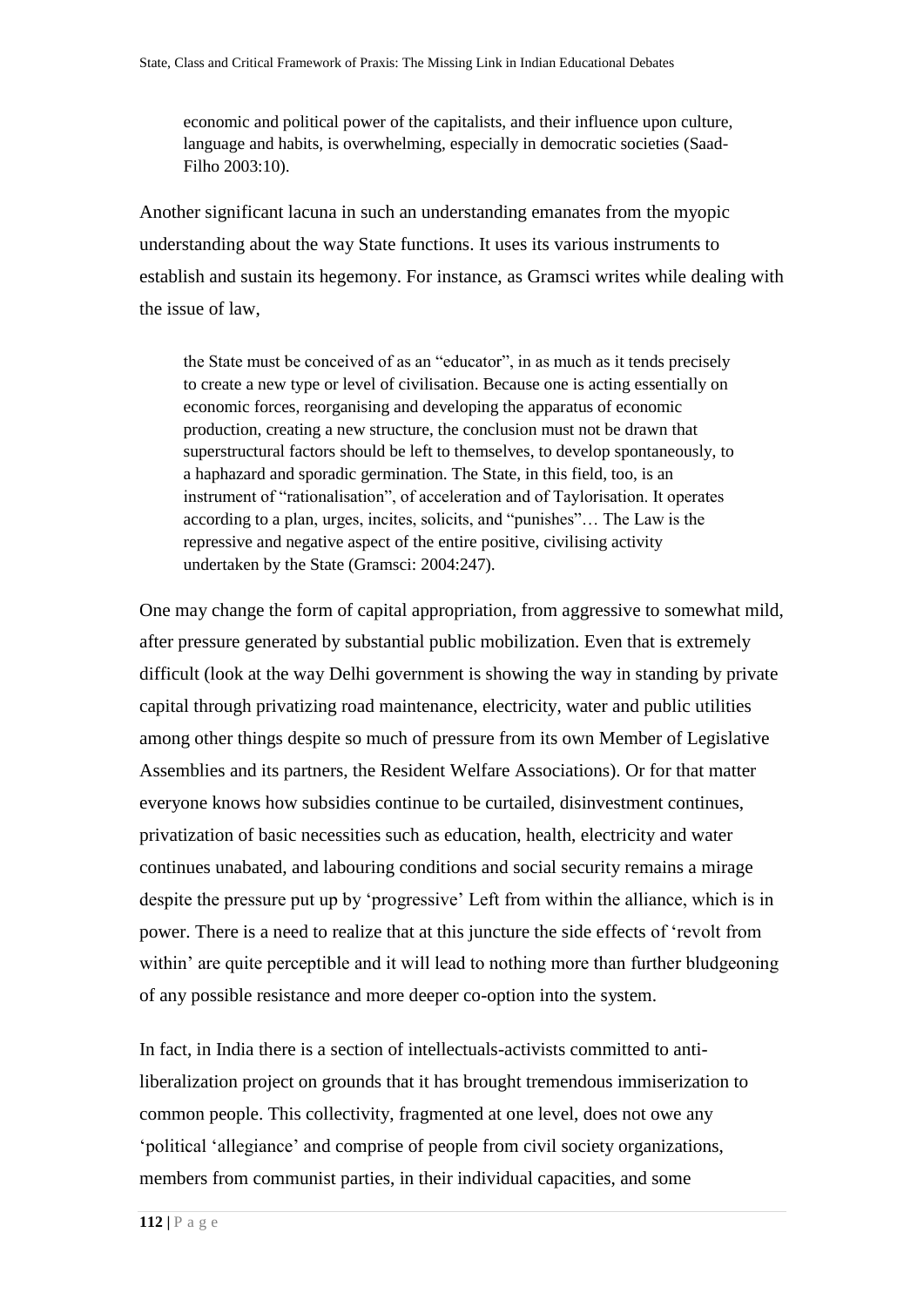> economic and political power of the capitalists, and their influence upon culture, language and habits, is overwhelming, especially in democratic societies (Saad-Filho 2003:10).

Another significant lacuna in such an understanding emanates from the myopic understanding about the way State functions. It uses its various instruments to establish and sustain its hegemony. For instance, as Gramsci writes while dealing with the issue of law,

> the State must be conceived of as an "educator", in as much as it tends precisely to create a new type or level of civilisation. Because one is acting essentially on economic forces, reorganising and developing the apparatus of economic production, creating a new structure, the conclusion must not be drawn that superstructural factors should be left to themselves, to develop spontaneously, to a haphazard and sporadic germination. The State, in this field, too, is an instrument of "rationalisation", of acceleration and of Taylorisation. It operates according to a plan, urges, incites, solicits, and "punishes"… The Law is the repressive and negative aspect of the entire positive, civilising activity undertaken by the State (Gramsci: 2004:247).

One may change the form of capital appropriation, from aggressive to somewhat mild, after pressure generated by substantial public mobilization. Even that is extremely difficult (look at the way Delhi government is showing the way in standing by private capital through privatizing road maintenance, electricity, water and public utilities among other things despite so much of pressure from its own Member of Legislative Assemblies and its partners, the Resident Welfare Associations). Or for that matter everyone knows how subsidies continue to be curtailed, disinvestment continues, privatization of basic necessities such as education, health, electricity and water continues unabated, and labouring conditions and social security remains a mirage despite the pressure put up by 'progressive' Left from within the alliance, which is in power. There is a need to realize that at this juncture the side effects of 'revolt from within' are quite perceptible and it will lead to nothing more than further bludgeoning of any possible resistance and more deeper co-option into the system.

In fact, in India there is a section of intellectuals-activists committed to anti-liberalization project on grounds that it has brought tremendous immiserization to common people. This collectivity, fragmented at one level, does not owe any 'political 'allegiance' and comprise of people from civil society organizations, members from communist parties, in their individual capacities, and some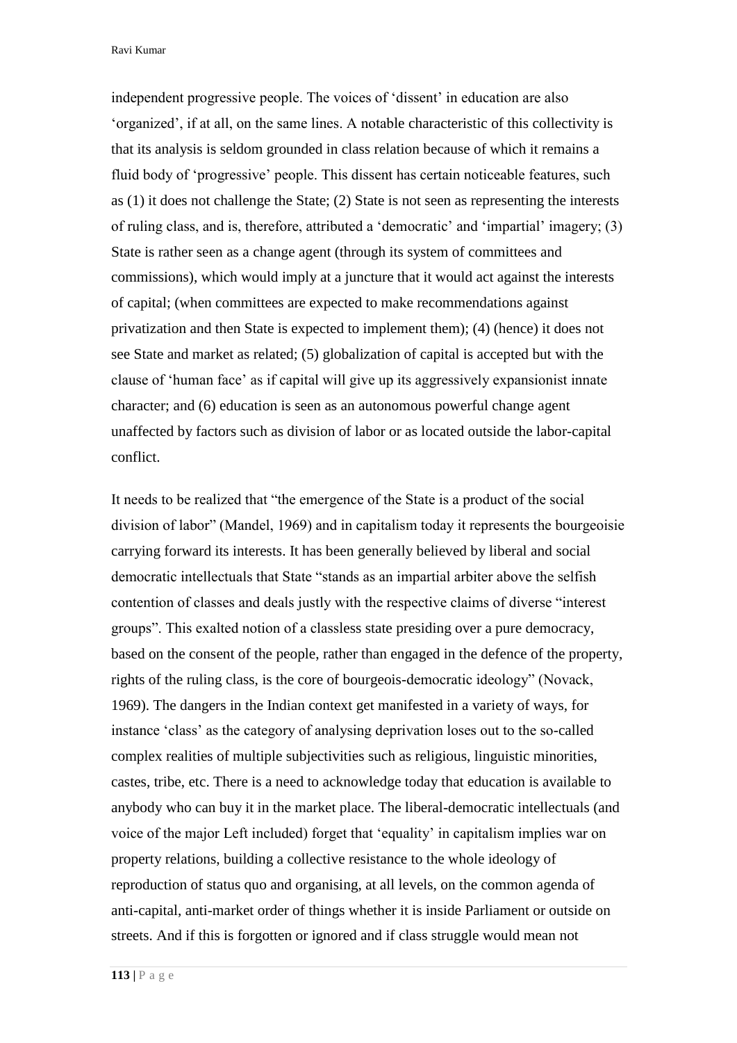independent progressive people. The voices of 'dissent' in education are also 'organized', if at all, on the same lines. A notable characteristic of this collectivity is that its analysis is seldom grounded in class relation because of which it remains a fluid body of 'progressive' people. This dissent has certain noticeable features, such as (1) it does not challenge the State; (2) State is not seen as representing the interests of ruling class, and is, therefore, attributed a 'democratic' and 'impartial' imagery; (3) State is rather seen as a change agent (through its system of committees and commissions), which would imply at a juncture that it would act against the interests of capital; (when committees are expected to make recommendations against privatization and then State is expected to implement them); (4) (hence) it does not see State and market as related; (5) globalization of capital is accepted but with the clause of 'human face' as if capital will give up its aggressively expansionist innate character; and (6) education is seen as an autonomous powerful change agent unaffected by factors such as division of labor or as located outside the labor-capital conflict.

It needs to be realized that "the emergence of the State is a product of the social division of labor" (Mandel, 1969) and in capitalism today it represents the bourgeoisie carrying forward its interests. It has been generally believed by liberal and social democratic intellectuals that State "stands as an impartial arbiter above the selfish contention of classes and deals justly with the respective claims of diverse "interest groups". This exalted notion of a classless state presiding over a pure democracy, based on the consent of the people, rather than engaged in the defence of the property, rights of the ruling class, is the core of bourgeois-democratic ideology" (Novack, 1969). The dangers in the Indian context get manifested in a variety of ways, for instance 'class' as the category of analysing deprivation loses out to the so-called complex realities of multiple subjectivities such as religious, linguistic minorities, castes, tribe, etc. There is a need to acknowledge today that education is available to anybody who can buy it in the market place. The liberal-democratic intellectuals (and voice of the major Left included) forget that 'equality' in capitalism implies war on property relations, building a collective resistance to the whole ideology of reproduction of status quo and organising, at all levels, on the common agenda of anti-capital, anti-market order of things whether it is inside Parliament or outside on streets. And if this is forgotten or ignored and if class struggle would mean not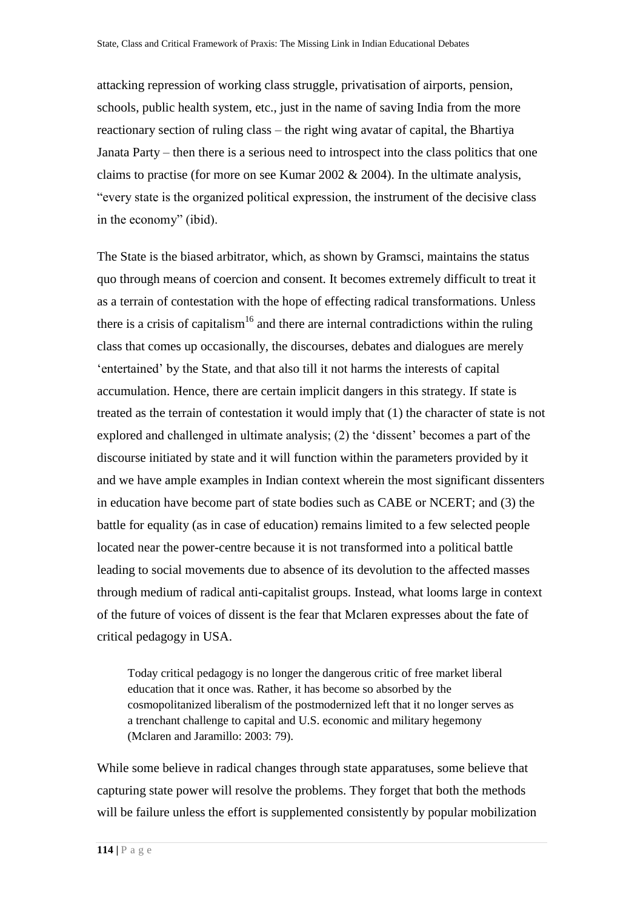attacking repression of working class struggle, privatisation of airports, pension, schools, public health system, etc., just in the name of saving India from the more reactionary section of ruling class – the right wing avatar of capital, the Bhartiya Janata Party – then there is a serious need to introspect into the class politics that one claims to practise (for more on see Kumar 2002 & 2004). In the ultimate analysis, "every state is the organized political expression, the instrument of the decisive class in the economy" (ibid).

The State is the biased arbitrator, which, as shown by Gramsci, maintains the status quo through means of coercion and consent. It becomes extremely difficult to treat it as a terrain of contestation with the hope of effecting radical transformations. Unless there is a crisis of capitalism[16] and there are internal contradictions within the ruling class that comes up occasionally, the discourses, debates and dialogues are merely 'entertained' by the State, and that also till it not harms the interests of capital accumulation. Hence, there are certain implicit dangers in this strategy. If state is treated as the terrain of contestation it would imply that (1) the character of state is not explored and challenged in ultimate analysis; (2) the 'dissent' becomes a part of the discourse initiated by state and it will function within the parameters provided by it and we have ample examples in Indian context wherein the most significant dissenters in education have become part of state bodies such as CABE or NCERT; and (3) the battle for equality (as in case of education) remains limited to a few selected people located near the power-centre because it is not transformed into a political battle leading to social movements due to absence of its devolution to the affected masses through medium of radical anti-capitalist groups. Instead, what looms large in context of the future of voices of dissent is the fear that Mclaren expresses about the fate of critical pedagogy in USA.

> Today critical pedagogy is no longer the dangerous critic of free market liberal education that it once was. Rather, it has become so absorbed by the cosmopolitanized liberalism of the postmodernized left that it no longer serves as a trenchant challenge to capital and U.S. economic and military hegemony (Mclaren and Jaramillo: 2003: 79).

While some believe in radical changes through state apparatuses, some believe that capturing state power will resolve the problems. They forget that both the methods will be failure unless the effort is supplemented consistently by popular mobilization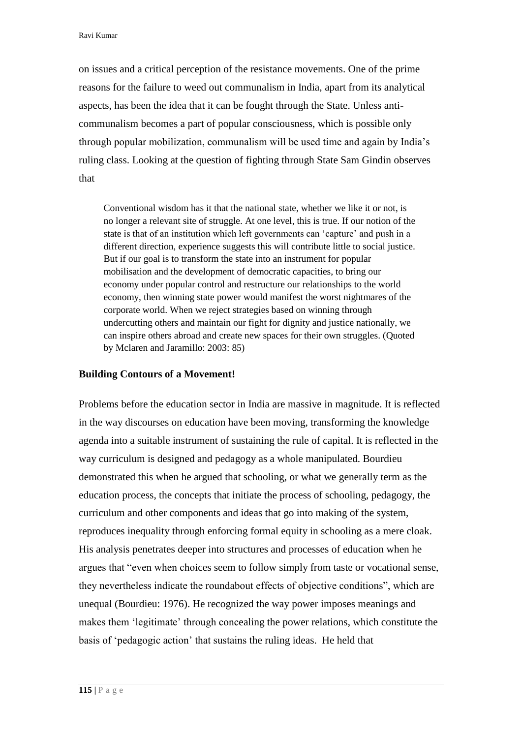on issues and a critical perception of the resistance movements. One of the prime reasons for the failure to weed out communalism in India, apart from its analytical aspects, has been the idea that it can be fought through the State. Unless anti-communalism becomes a part of popular consciousness, which is possible only through popular mobilization, communalism will be used time and again by India's ruling class. Looking at the question of fighting through State Sam Gindin observes that

> Conventional wisdom has it that the national state, whether we like it or not, is no longer a relevant site of struggle. At one level, this is true. If our notion of the state is that of an institution which left governments can 'capture' and push in a different direction, experience suggests this will contribute little to social justice. But if our goal is to transform the state into an instrument for popular mobilisation and the development of democratic capacities, to bring our economy under popular control and restructure our relationships to the world economy, then winning state power would manifest the worst nightmares of the corporate world. When we reject strategies based on winning through undercutting others and maintain our fight for dignity and justice nationally, we can inspire others abroad and create new spaces for their own struggles. (Quoted by Mclaren and Jaramillo: 2003: 85)

**Building Contours of a Movement!**

Problems before the education sector in India are massive in magnitude. It is reflected in the way discourses on education have been moving, transforming the knowledge agenda into a suitable instrument of sustaining the rule of capital. It is reflected in the way curriculum is designed and pedagogy as a whole manipulated. Bourdieu demonstrated this when he argued that schooling, or what we generally term as the education process, the concepts that initiate the process of schooling, pedagogy, the curriculum and other components and ideas that go into making of the system, reproduces inequality through enforcing formal equity in schooling as a mere cloak. His analysis penetrates deeper into structures and processes of education when he argues that "even when choices seem to follow simply from taste or vocational sense, they nevertheless indicate the roundabout effects of objective conditions", which are unequal (Bourdieu: 1976). He recognized the way power imposes meanings and makes them 'legitimate' through concealing the power relations, which constitute the basis of 'pedagogic action' that sustains the ruling ideas. He held that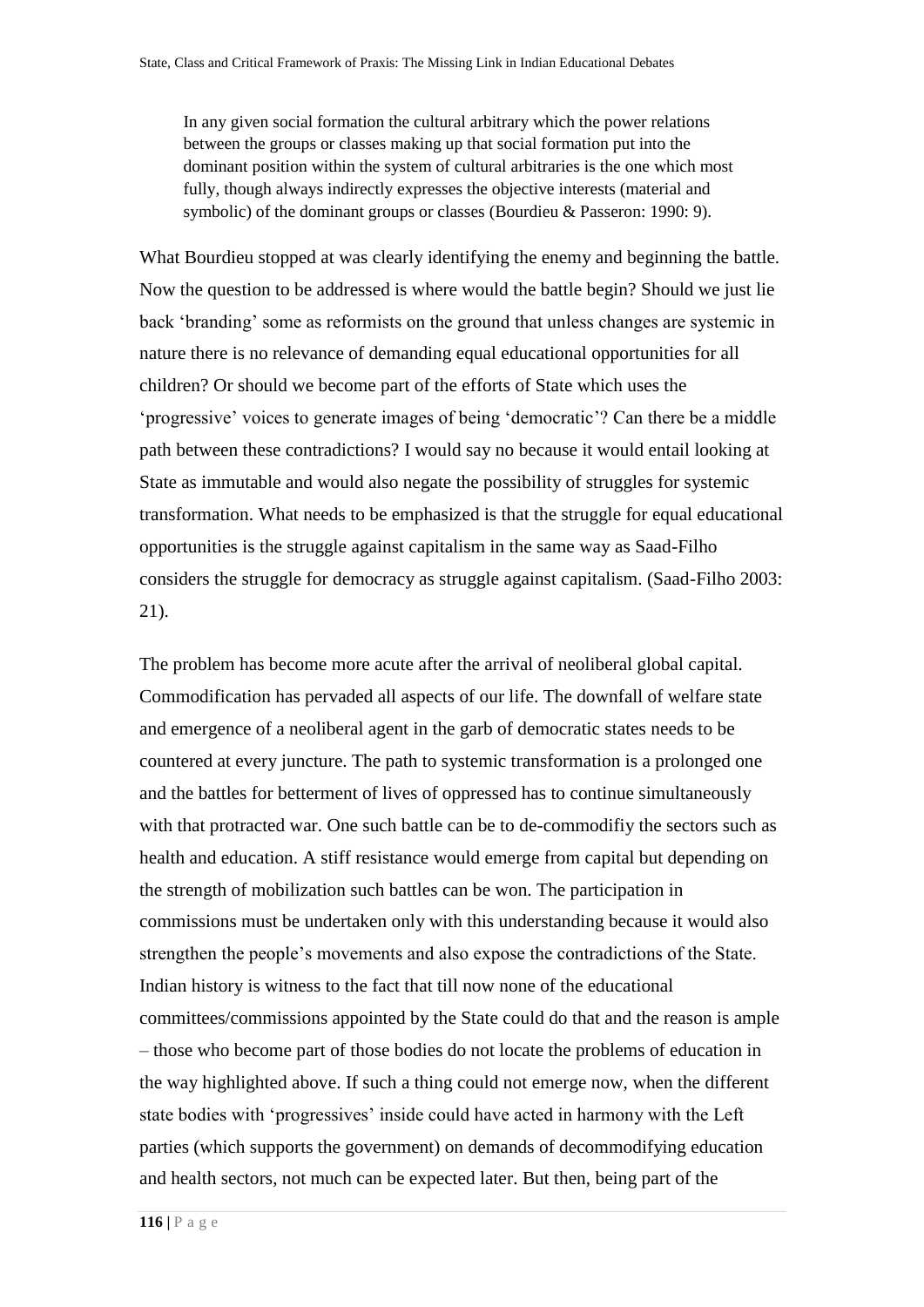> In any given social formation the cultural arbitrary which the power relations between the groups or classes making up that social formation put into the dominant position within the system of cultural arbitraries is the one which most fully, though always indirectly expresses the objective interests (material and symbolic) of the dominant groups or classes (Bourdieu & Passeron: 1990: 9).

What Bourdieu stopped at was clearly identifying the enemy and beginning the battle. Now the question to be addressed is where would the battle begin? Should we just lie back 'branding' some as reformists on the ground that unless changes are systemic in nature there is no relevance of demanding equal educational opportunities for all children? Or should we become part of the efforts of State which uses the 'progressive' voices to generate images of being 'democratic'? Can there be a middle path between these contradictions? I would say no because it would entail looking at State as immutable and would also negate the possibility of struggles for systemic transformation. What needs to be emphasized is that the struggle for equal educational opportunities is the struggle against capitalism in the same way as Saad-Filho considers the struggle for democracy as struggle against capitalism. (Saad-Filho 2003: 21).

The problem has become more acute after the arrival of neoliberal global capital. Commodification has pervaded all aspects of our life. The downfall of welfare state and emergence of a neoliberal agent in the garb of democratic states needs to be countered at every juncture. The path to systemic transformation is a prolonged one and the battles for betterment of lives of oppressed has to continue simultaneously with that protracted war. One such battle can be to de-commodifiy the sectors such as health and education. A stiff resistance would emerge from capital but depending on the strength of mobilization such battles can be won. The participation in commissions must be undertaken only with this understanding because it would also strengthen the people's movements and also expose the contradictions of the State. Indian history is witness to the fact that till now none of the educational committees/commissions appointed by the State could do that and the reason is ample – those who become part of those bodies do not locate the problems of education in the way highlighted above. If such a thing could not emerge now, when the different state bodies with 'progressives' inside could have acted in harmony with the Left parties (which supports the government) on demands of decommodifying education and health sectors, not much can be expected later. But then, being part of the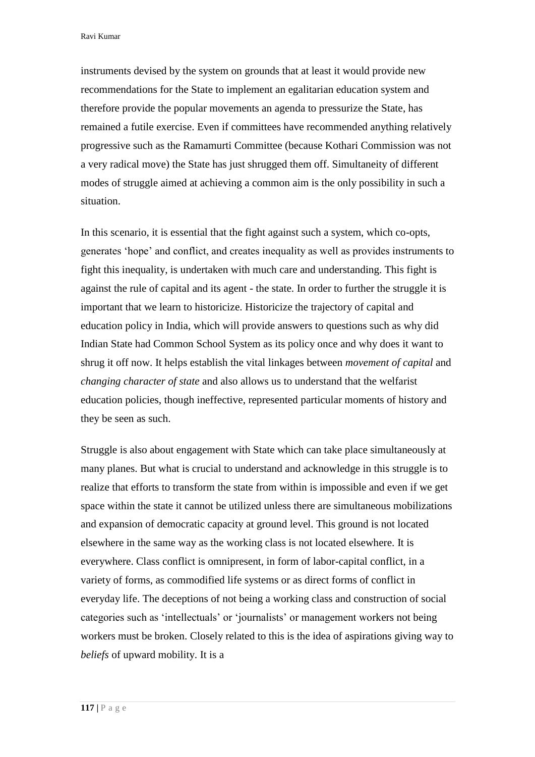instruments devised by the system on grounds that at least it would provide new recommendations for the State to implement an egalitarian education system and therefore provide the popular movements an agenda to pressurize the State, has remained a futile exercise. Even if committees have recommended anything relatively progressive such as the Ramamurti Committee (because Kothari Commission was not a very radical move) the State has just shrugged them off. Simultaneity of different modes of struggle aimed at achieving a common aim is the only possibility in such a situation.

In this scenario, it is essential that the fight against such a system, which co-opts, generates 'hope' and conflict, and creates inequality as well as provides instruments to fight this inequality, is undertaken with much care and understanding. This fight is against the rule of capital and its agent - the state. In order to further the struggle it is important that we learn to historicize. Historicize the trajectory of capital and education policy in India, which will provide answers to questions such as why did Indian State had Common School System as its policy once and why does it want to shrug it off now. It helps establish the vital linkages between *movement of capital* and *changing character of state* and also allows us to understand that the welfarist education policies, though ineffective, represented particular moments of history and they be seen as such.

Struggle is also about engagement with State which can take place simultaneously at many planes. But what is crucial to understand and acknowledge in this struggle is to realize that efforts to transform the state from within is impossible and even if we get space within the state it cannot be utilized unless there are simultaneous mobilizations and expansion of democratic capacity at ground level. This ground is not located elsewhere in the same way as the working class is not located elsewhere. It is everywhere. Class conflict is omnipresent, in form of labor-capital conflict, in a variety of forms, as commodified life systems or as direct forms of conflict in everyday life. The deceptions of not being a working class and construction of social categories such as 'intellectuals' or 'journalists' or management workers not being workers must be broken. Closely related to this is the idea of aspirations giving way to *beliefs* of upward mobility. It is a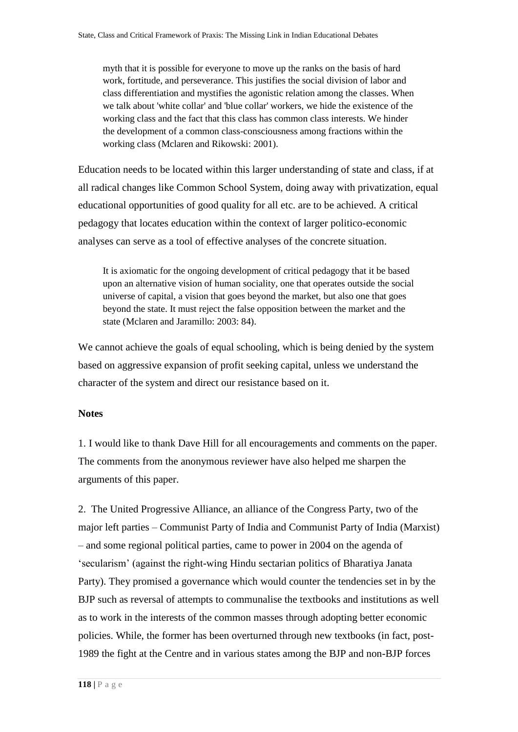> myth that it is possible for everyone to move up the ranks on the basis of hard work, fortitude, and perseverance. This justifies the social division of labor and class differentiation and mystifies the agonistic relation among the classes. When we talk about 'white collar' and 'blue collar' workers, we hide the existence of the working class and the fact that this class has common class interests. We hinder the development of a common class-consciousness among fractions within the working class (Mclaren and Rikowski: 2001).

Education needs to be located within this larger understanding of state and class, if at all radical changes like Common School System, doing away with privatization, equal educational opportunities of good quality for all etc. are to be achieved. A critical pedagogy that locates education within the context of larger politico-economic analyses can serve as a tool of effective analyses of the concrete situation.

> It is axiomatic for the ongoing development of critical pedagogy that it be based upon an alternative vision of human sociality, one that operates outside the social universe of capital, a vision that goes beyond the market, but also one that goes beyond the state. It must reject the false opposition between the market and the state (Mclaren and Jaramillo: 2003: 84).

We cannot achieve the goals of equal schooling, which is being denied by the system based on aggressive expansion of profit seeking capital, unless we understand the character of the system and direct our resistance based on it.

**Notes**

1. I would like to thank Dave Hill for all encouragements and comments on the paper. The comments from the anonymous reviewer have also helped me sharpen the arguments of this paper.

2. The United Progressive Alliance, an alliance of the Congress Party, two of the major left parties – Communist Party of India and Communist Party of India (Marxist) – and some regional political parties, came to power in 2004 on the agenda of 'secularism' (against the right-wing Hindu sectarian politics of Bharatiya Janata Party). They promised a governance which would counter the tendencies set in by the BJP such as reversal of attempts to communalise the textbooks and institutions as well as to work in the interests of the common masses through adopting better economic policies. While, the former has been overturned through new textbooks (in fact, post-1989 the fight at the Centre and in various states among the BJP and non-BJP forces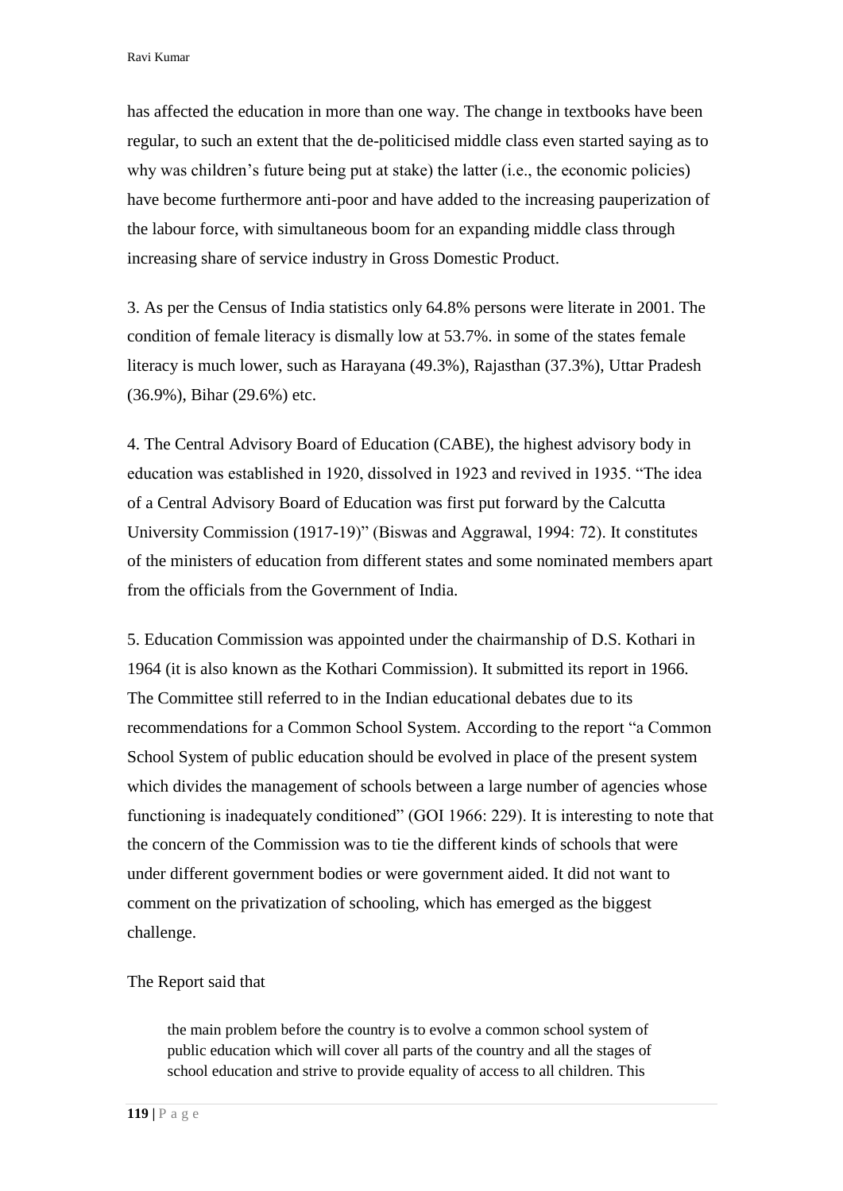has affected the education in more than one way. The change in textbooks have been regular, to such an extent that the de-politicised middle class even started saying as to why was children's future being put at stake) the latter (i.e., the economic policies) have become furthermore anti-poor and have added to the increasing pauperization of the labour force, with simultaneous boom for an expanding middle class through increasing share of service industry in Gross Domestic Product.

3. As per the Census of India statistics only 64.8% persons were literate in 2001. The condition of female literacy is dismally low at 53.7%. in some of the states female literacy is much lower, such as Harayana (49.3%), Rajasthan (37.3%), Uttar Pradesh (36.9%), Bihar (29.6%) etc.

4. The Central Advisory Board of Education (CABE), the highest advisory body in education was established in 1920, dissolved in 1923 and revived in 1935. "The idea of a Central Advisory Board of Education was first put forward by the Calcutta University Commission (1917-19)" (Biswas and Aggrawal, 1994: 72). It constitutes of the ministers of education from different states and some nominated members apart from the officials from the Government of India.

5. Education Commission was appointed under the chairmanship of D.S. Kothari in 1964 (it is also known as the Kothari Commission). It submitted its report in 1966. The Committee still referred to in the Indian educational debates due to its recommendations for a Common School System. According to the report "a Common School System of public education should be evolved in place of the present system which divides the management of schools between a large number of agencies whose functioning is inadequately conditioned" (GOI 1966: 229). It is interesting to note that the concern of the Commission was to tie the different kinds of schools that were under different government bodies or were government aided. It did not want to comment on the privatization of schooling, which has emerged as the biggest challenge.

The Report said that

> the main problem before the country is to evolve a common school system of public education which will cover all parts of the country and all the stages of school education and strive to provide equality of access to all children. This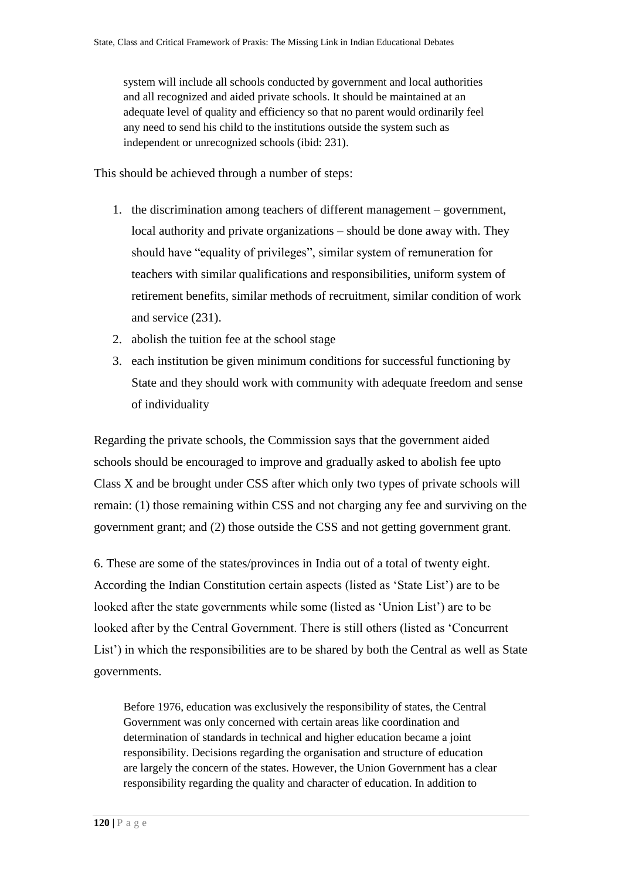> system will include all schools conducted by government and local authorities and all recognized and aided private schools. It should be maintained at an adequate level of quality and efficiency so that no parent would ordinarily feel any need to send his child to the institutions outside the system such as independent or unrecognized schools (ibid: 231).

This should be achieved through a number of steps:

1. the discrimination among teachers of different management – government, local authority and private organizations – should be done away with. They should have "equality of privileges", similar system of remuneration for teachers with similar qualifications and responsibilities, uniform system of retirement benefits, similar methods of recruitment, similar condition of work and service (231).
2. abolish the tuition fee at the school stage
3. each institution be given minimum conditions for successful functioning by State and they should work with community with adequate freedom and sense of individuality

Regarding the private schools, the Commission says that the government aided schools should be encouraged to improve and gradually asked to abolish fee upto Class X and be brought under CSS after which only two types of private schools will remain: (1) those remaining within CSS and not charging any fee and surviving on the government grant; and (2) those outside the CSS and not getting government grant.

6. These are some of the states/provinces in India out of a total of twenty eight. According the Indian Constitution certain aspects (listed as 'State List') are to be looked after the state governments while some (listed as 'Union List') are to be looked after by the Central Government. There is still others (listed as 'Concurrent List') in which the responsibilities are to be shared by both the Central as well as State governments.

> Before 1976, education was exclusively the responsibility of states, the Central Government was only concerned with certain areas like coordination and determination of standards in technical and higher education became a joint responsibility. Decisions regarding the organisation and structure of education are largely the concern of the states. However, the Union Government has a clear responsibility regarding the quality and character of education. In addition to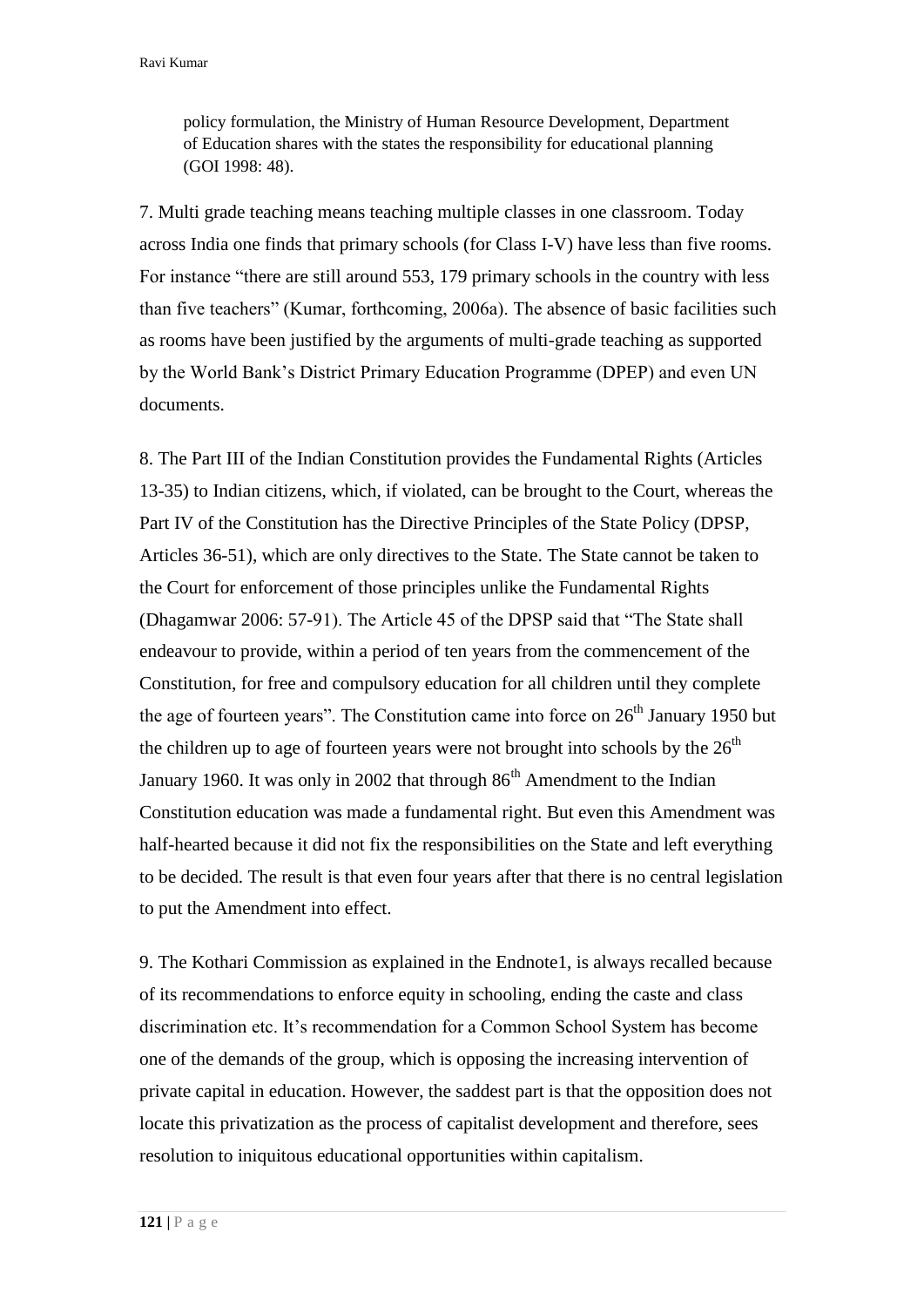policy formulation, the Ministry of Human Resource Development, Department of Education shares with the states the responsibility for educational planning (GOI 1998: 48).

7. Multi grade teaching means teaching multiple classes in one classroom. Today across India one finds that primary schools (for Class I-V) have less than five rooms. For instance "there are still around 553, 179 primary schools in the country with less than five teachers" (Kumar, forthcoming, 2006a). The absence of basic facilities such as rooms have been justified by the arguments of multi-grade teaching as supported by the World Bank's District Primary Education Programme (DPEP) and even UN documents.

8. The Part III of the Indian Constitution provides the Fundamental Rights (Articles 13-35) to Indian citizens, which, if violated, can be brought to the Court, whereas the Part IV of the Constitution has the Directive Principles of the State Policy (DPSP, Articles 36-51), which are only directives to the State. The State cannot be taken to the Court for enforcement of those principles unlike the Fundamental Rights (Dhagamwar 2006: 57-91). The Article 45 of the DPSP said that "The State shall endeavour to provide, within a period of ten years from the commencement of the Constitution, for free and compulsory education for all children until they complete the age of fourteen years". The Constitution came into force on 26th January 1950 but the children up to age of fourteen years were not brought into schools by the 26th January 1960. It was only in 2002 that through 86th Amendment to the Indian Constitution education was made a fundamental right. But even this Amendment was half-hearted because it did not fix the responsibilities on the State and left everything to be decided. The result is that even four years after that there is no central legislation to put the Amendment into effect.

9. The Kothari Commission as explained in the Endnote1, is always recalled because of its recommendations to enforce equity in schooling, ending the caste and class discrimination etc. It's recommendation for a Common School System has become one of the demands of the group, which is opposing the increasing intervention of private capital in education. However, the saddest part is that the opposition does not locate this privatization as the process of capitalist development and therefore, sees resolution to iniquitous educational opportunities within capitalism.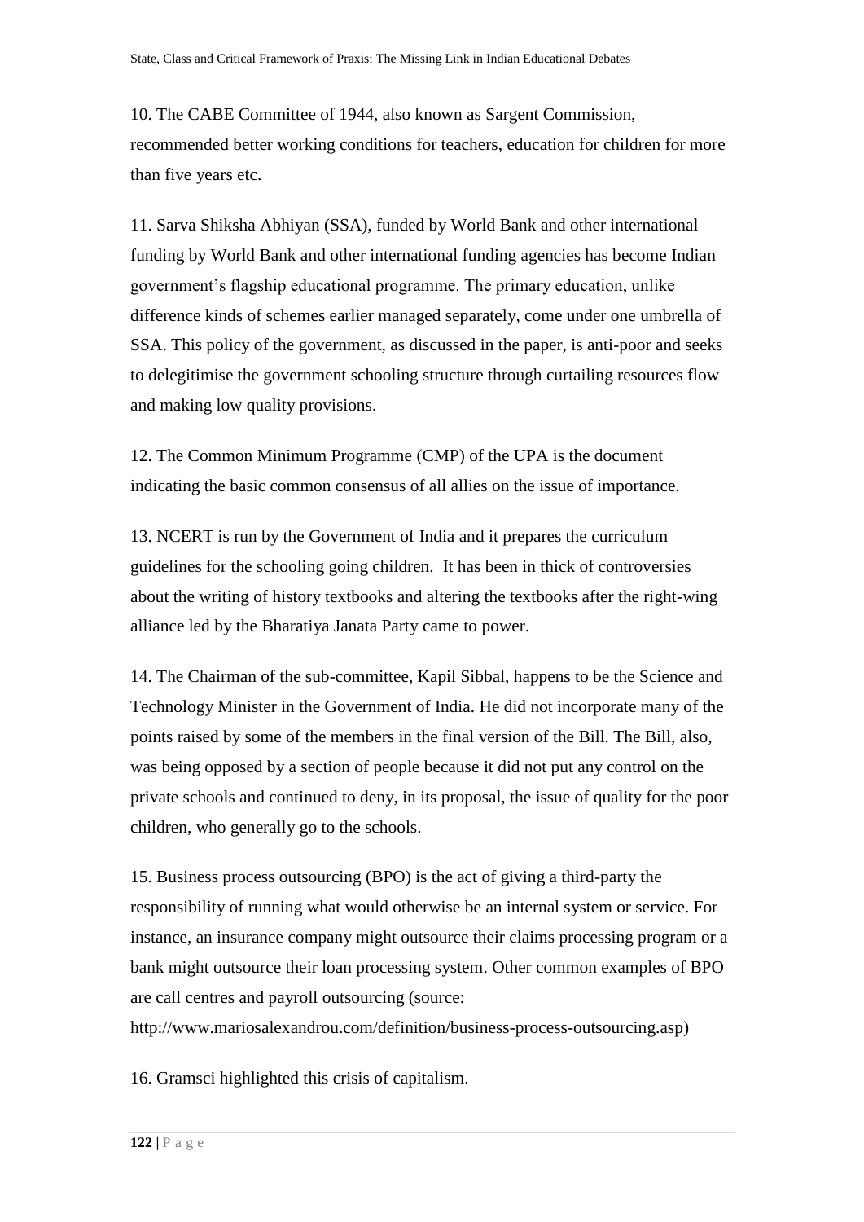10. The CABE Committee of 1944, also known as Sargent Commission, recommended better working conditions for teachers, education for children for more than five years etc.

11. Sarva Shiksha Abhiyan (SSA), funded by World Bank and other international funding by World Bank and other international funding agencies has become Indian government's flagship educational programme. The primary education, unlike difference kinds of schemes earlier managed separately, come under one umbrella of SSA. This policy of the government, as discussed in the paper, is anti-poor and seeks to delegitimise the government schooling structure through curtailing resources flow and making low quality provisions.

12. The Common Minimum Programme (CMP) of the UPA is the document indicating the basic common consensus of all allies on the issue of importance.

13. NCERT is run by the Government of India and it prepares the curriculum guidelines for the schooling going children. It has been in thick of controversies about the writing of history textbooks and altering the textbooks after the right-wing alliance led by the Bharatiya Janata Party came to power.

14. The Chairman of the sub-committee, Kapil Sibbal, happens to be the Science and Technology Minister in the Government of India. He did not incorporate many of the points raised by some of the members in the final version of the Bill. The Bill, also, was being opposed by a section of people because it did not put any control on the private schools and continued to deny, in its proposal, the issue of quality for the poor children, who generally go to the schools.

15. Business process outsourcing (BPO) is the act of giving a third-party the responsibility of running what would otherwise be an internal system or service. For instance, an insurance company might outsource their claims processing program or a bank might outsource their loan processing system. Other common examples of BPO are call centres and payroll outsourcing (source: http://www.mariosalexandrou.com/definition/business-process-outsourcing.asp)

16. Gramsci highlighted this crisis of capitalism.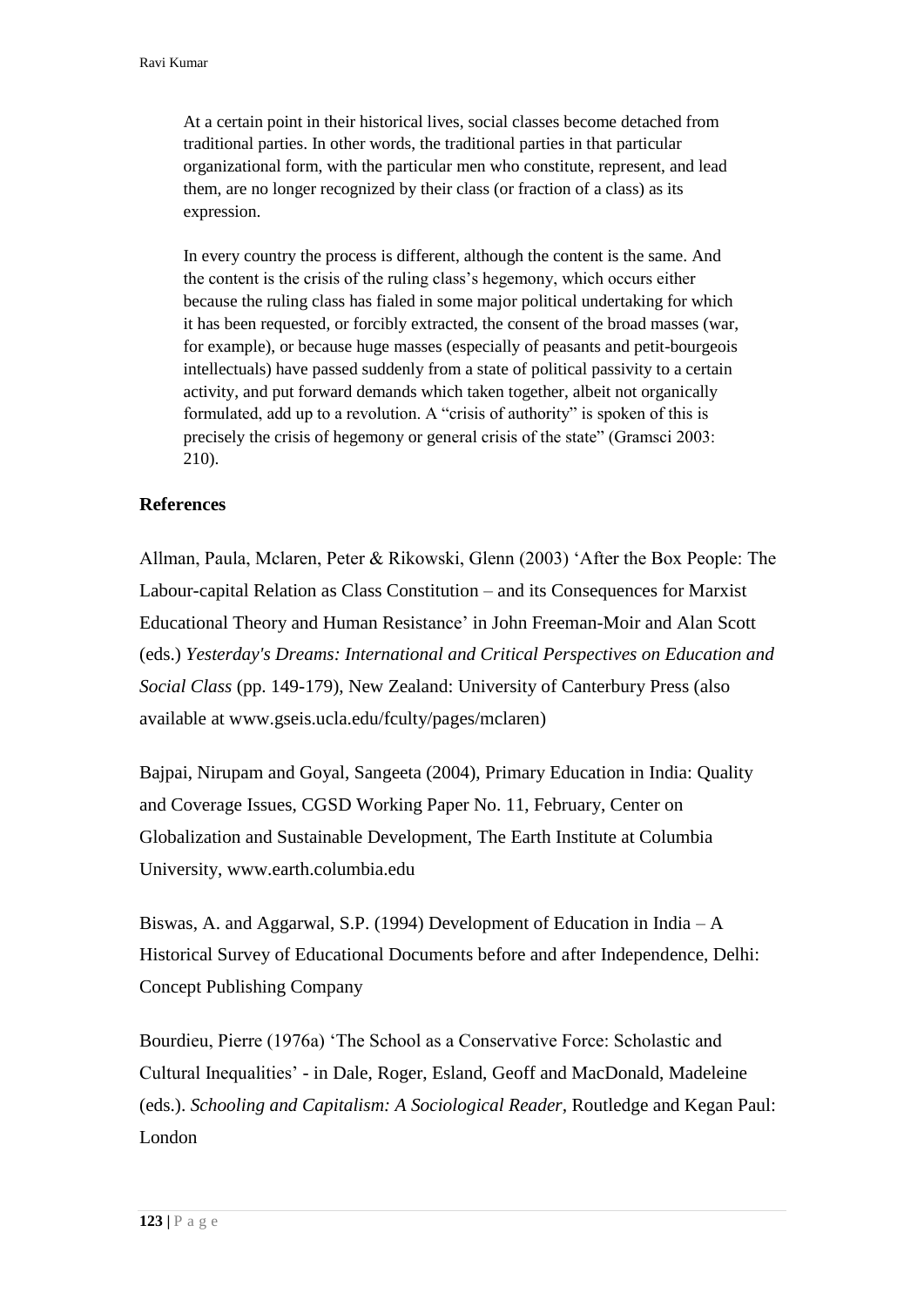> At a certain point in their historical lives, social classes become detached from traditional parties. In other words, the traditional parties in that particular organizational form, with the particular men who constitute, represent, and lead them, are no longer recognized by their class (or fraction of a class) as its expression.
>
> In every country the process is different, although the content is the same. And the content is the crisis of the ruling class's hegemony, which occurs either because the ruling class has fialed in some major political undertaking for which it has been requested, or forcibly extracted, the consent of the broad masses (war, for example), or because huge masses (especially of peasants and petit-bourgeois intellectuals) have passed suddenly from a state of political passivity to a certain activity, and put forward demands which taken together, albeit not organically formulated, add up to a revolution. A "crisis of authority" is spoken of this is precisely the crisis of hegemony or general crisis of the state" (Gramsci 2003: 210).

## References

Allman, Paula, Mclaren, Peter & Rikowski, Glenn (2003) 'After the Box People: The Labour-capital Relation as Class Constitution – and its Consequences for Marxist Educational Theory and Human Resistance' in John Freeman-Moir and Alan Scott (eds.) *Yesterday's Dreams: International and Critical Perspectives on Education and Social Class* (pp. 149-179), New Zealand: University of Canterbury Press (also available at www.gseis.ucla.edu/fculty/pages/mclaren)

Bajpai, Nirupam and Goyal, Sangeeta (2004), Primary Education in India: Quality and Coverage Issues, CGSD Working Paper No. 11, February, Center on Globalization and Sustainable Development, The Earth Institute at Columbia University, www.earth.columbia.edu

Biswas, A. and Aggarwal, S.P. (1994) Development of Education in India – A Historical Survey of Educational Documents before and after Independence, Delhi: Concept Publishing Company

Bourdieu, Pierre (1976a) 'The School as a Conservative Force: Scholastic and Cultural Inequalities' - in Dale, Roger, Esland, Geoff and MacDonald, Madeleine (eds.). *Schooling and Capitalism: A Sociological Reader*, Routledge and Kegan Paul: London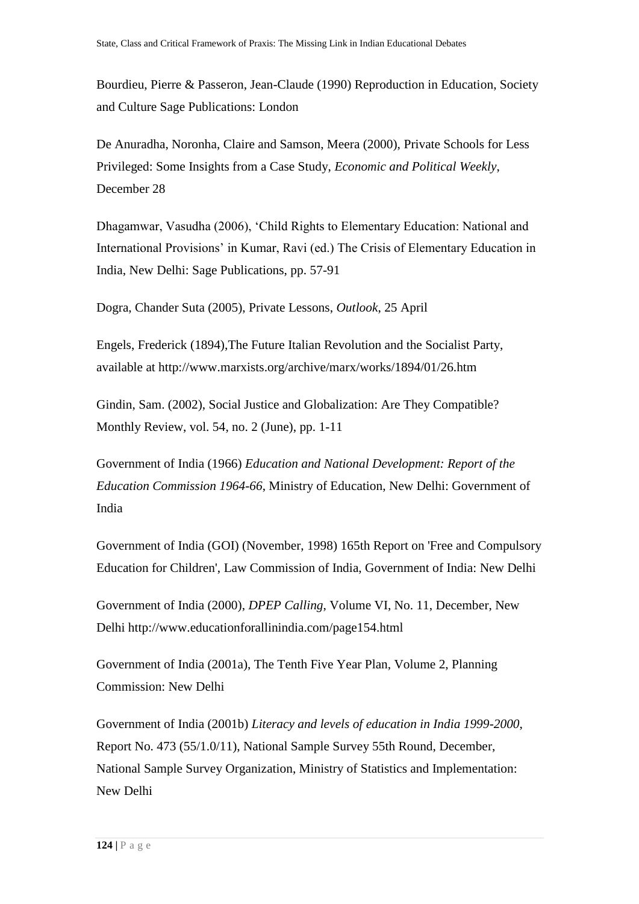Bourdieu, Pierre & Passeron, Jean-Claude (1990) Reproduction in Education, Society and Culture Sage Publications: London

De Anuradha, Noronha, Claire and Samson, Meera (2000), Private Schools for Less Privileged: Some Insights from a Case Study, *Economic and Political Weekly*, December 28

Dhagamwar, Vasudha (2006), 'Child Rights to Elementary Education: National and International Provisions' in Kumar, Ravi (ed.) The Crisis of Elementary Education in India, New Delhi: Sage Publications, pp. 57-91

Dogra, Chander Suta (2005), Private Lessons, *Outlook*, 25 April

Engels, Frederick (1894),The Future Italian Revolution and the Socialist Party, available at http://www.marxists.org/archive/marx/works/1894/01/26.htm

Gindin, Sam. (2002), Social Justice and Globalization: Are They Compatible? Monthly Review, vol. 54, no. 2 (June), pp. 1-11

Government of India (1966) *Education and National Development: Report of the Education Commission 1964-66*, Ministry of Education, New Delhi: Government of India

Government of India (GOI) (November, 1998) 165th Report on 'Free and Compulsory Education for Children', Law Commission of India, Government of India: New Delhi

Government of India (2000), *DPEP Calling*, Volume VI, No. 11, December, New Delhi http://www.educationforallinindia.com/page154.html

Government of India (2001a), The Tenth Five Year Plan, Volume 2, Planning Commission: New Delhi

Government of India (2001b) *Literacy and levels of education in India 1999-2000*, Report No. 473 (55/1.0/11), National Sample Survey 55th Round, December, National Sample Survey Organization, Ministry of Statistics and Implementation: New Delhi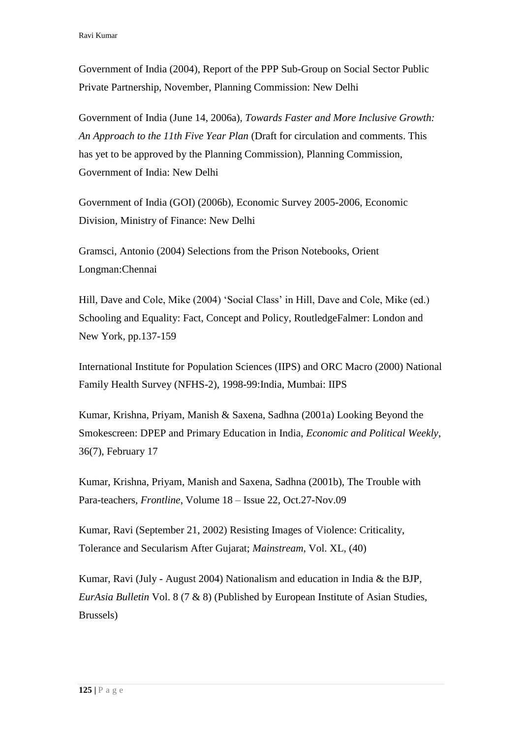Government of India (2004), Report of the PPP Sub-Group on Social Sector Public Private Partnership, November, Planning Commission: New Delhi

Government of India (June 14, 2006a), *Towards Faster and More Inclusive Growth: An Approach to the 11th Five Year Plan* (Draft for circulation and comments. This has yet to be approved by the Planning Commission), Planning Commission, Government of India: New Delhi

Government of India (GOI) (2006b), Economic Survey 2005-2006, Economic Division, Ministry of Finance: New Delhi

Gramsci, Antonio (2004) Selections from the Prison Notebooks, Orient Longman:Chennai

Hill, Dave and Cole, Mike (2004) 'Social Class' in Hill, Dave and Cole, Mike (ed.) Schooling and Equality: Fact, Concept and Policy, RoutledgeFalmer: London and New York, pp.137-159

International Institute for Population Sciences (IIPS) and ORC Macro (2000) National Family Health Survey (NFHS-2), 1998-99:India, Mumbai: IIPS

Kumar, Krishna, Priyam, Manish & Saxena, Sadhna (2001a) Looking Beyond the Smokescreen: DPEP and Primary Education in India, *Economic and Political Weekly*, 36(7), February 17

Kumar, Krishna, Priyam, Manish and Saxena, Sadhna (2001b), The Trouble with Para-teachers, *Frontline*, Volume 18 – Issue 22, Oct.27-Nov.09

Kumar, Ravi (September 21, 2002) Resisting Images of Violence: Criticality, Tolerance and Secularism After Gujarat; *Mainstream*, Vol. XL, (40)

Kumar, Ravi (July - August 2004) Nationalism and education in India & the BJP, *EurAsia Bulletin* Vol. 8 (7 & 8) (Published by European Institute of Asian Studies, Brussels)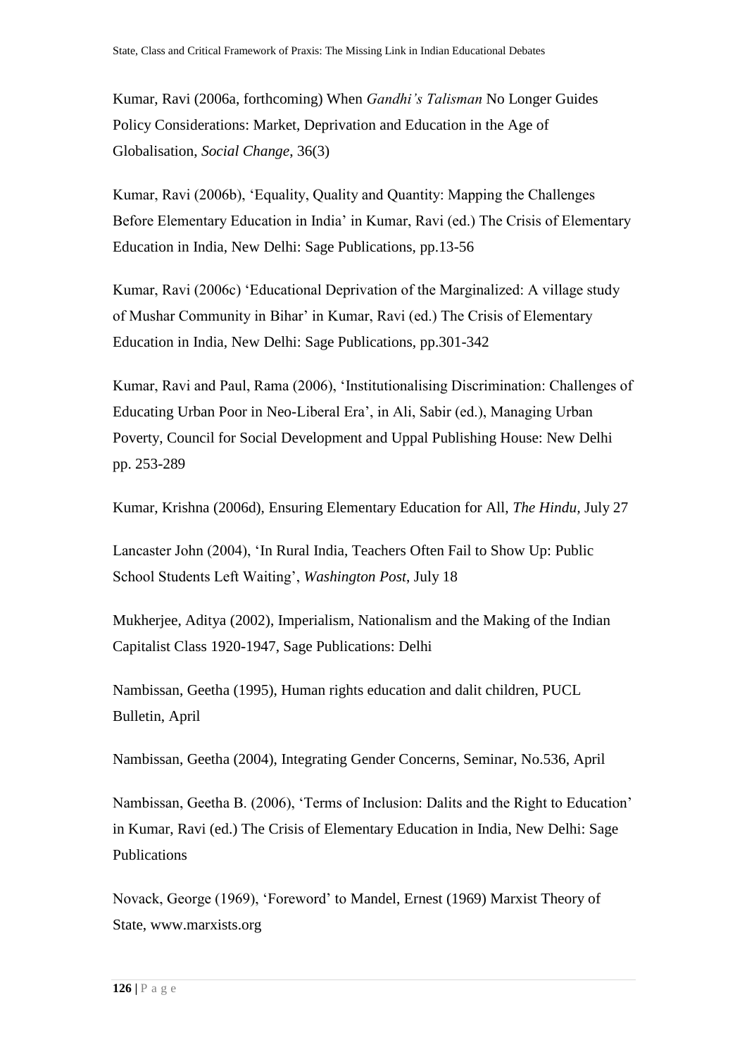Kumar, Ravi (2006a, forthcoming) When *Gandhi's Talisman* No Longer Guides Policy Considerations: Market, Deprivation and Education in the Age of Globalisation, *Social Change*, 36(3)

Kumar, Ravi (2006b), 'Equality, Quality and Quantity: Mapping the Challenges Before Elementary Education in India' in Kumar, Ravi (ed.) The Crisis of Elementary Education in India, New Delhi: Sage Publications, pp.13-56

Kumar, Ravi (2006c) 'Educational Deprivation of the Marginalized: A village study of Mushar Community in Bihar' in Kumar, Ravi (ed.) The Crisis of Elementary Education in India, New Delhi: Sage Publications, pp.301-342

Kumar, Ravi and Paul, Rama (2006), 'Institutionalising Discrimination: Challenges of Educating Urban Poor in Neo-Liberal Era', in Ali, Sabir (ed.), Managing Urban Poverty, Council for Social Development and Uppal Publishing House: New Delhi pp. 253-289

Kumar, Krishna (2006d), Ensuring Elementary Education for All, *The Hindu*, July 27

Lancaster John (2004), 'In Rural India, Teachers Often Fail to Show Up: Public School Students Left Waiting', *Washington Post*, July 18

Mukherjee, Aditya (2002), Imperialism, Nationalism and the Making of the Indian Capitalist Class 1920-1947, Sage Publications: Delhi

Nambissan, Geetha (1995), Human rights education and dalit children, PUCL Bulletin, April

Nambissan, Geetha (2004), Integrating Gender Concerns, Seminar, No.536, April

Nambissan, Geetha B. (2006), 'Terms of Inclusion: Dalits and the Right to Education' in Kumar, Ravi (ed.) The Crisis of Elementary Education in India, New Delhi: Sage Publications

Novack, George (1969), 'Foreword' to Mandel, Ernest (1969) Marxist Theory of State, www.marxists.org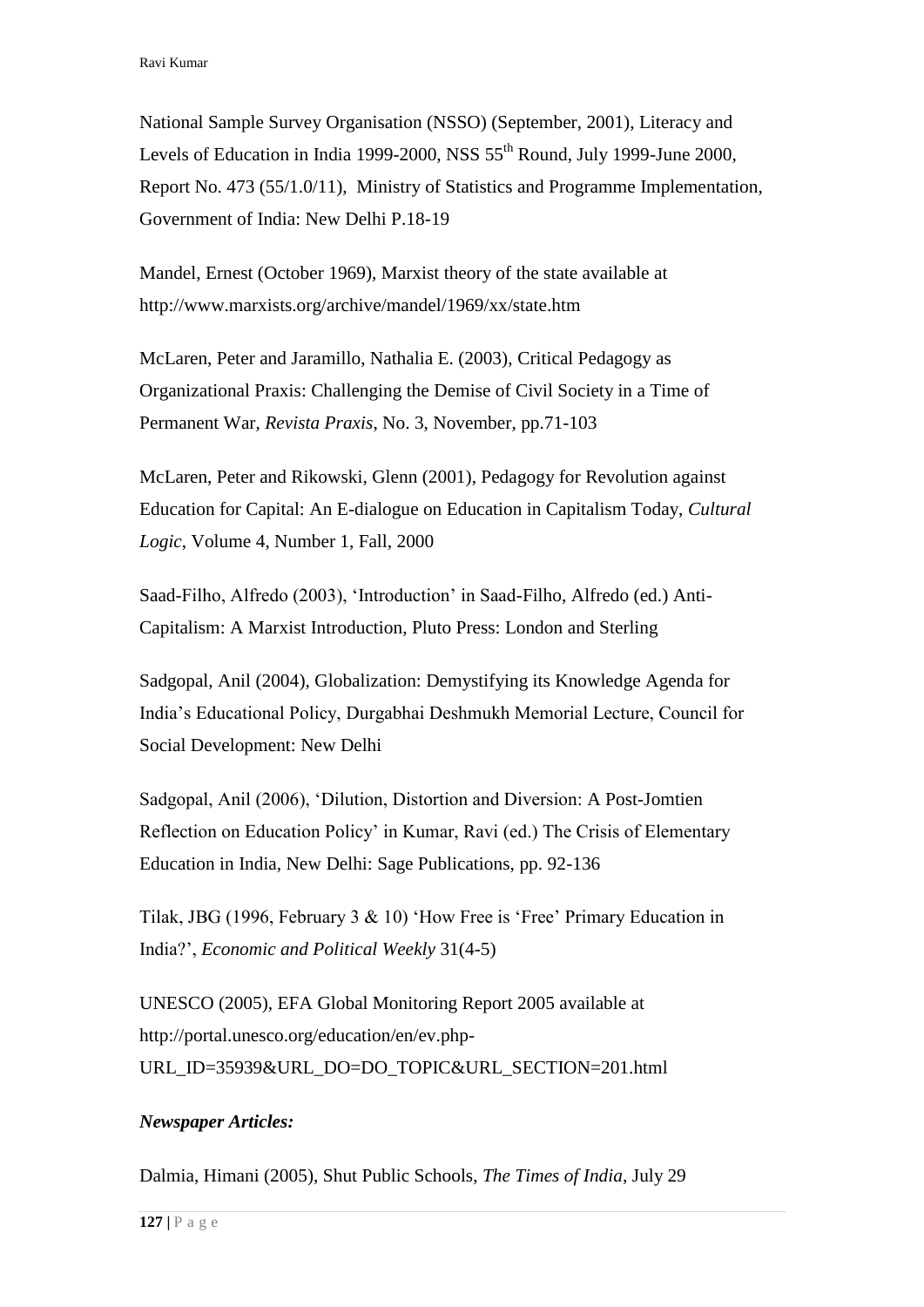National Sample Survey Organisation (NSSO) (September, 2001), Literacy and Levels of Education in India 1999-2000, NSS 55th Round, July 1999-June 2000, Report No. 473 (55/1.0/11), Ministry of Statistics and Programme Implementation, Government of India: New Delhi P.18-19

Mandel, Ernest (October 1969), Marxist theory of the state available at http://www.marxists.org/archive/mandel/1969/xx/state.htm

McLaren, Peter and Jaramillo, Nathalia E. (2003), Critical Pedagogy as Organizational Praxis: Challenging the Demise of Civil Society in a Time of Permanent War, *Revista Praxis*, No. 3, November, pp.71-103

McLaren, Peter and Rikowski, Glenn (2001), Pedagogy for Revolution against Education for Capital: An E-dialogue on Education in Capitalism Today, *Cultural Logic*, Volume 4, Number 1, Fall, 2000

Saad-Filho, Alfredo (2003), 'Introduction' in Saad-Filho, Alfredo (ed.) Anti-Capitalism: A Marxist Introduction, Pluto Press: London and Sterling

Sadgopal, Anil (2004), Globalization: Demystifying its Knowledge Agenda for India's Educational Policy, Durgabhai Deshmukh Memorial Lecture, Council for Social Development: New Delhi

Sadgopal, Anil (2006), 'Dilution, Distortion and Diversion: A Post-Jomtien Reflection on Education Policy' in Kumar, Ravi (ed.) The Crisis of Elementary Education in India, New Delhi: Sage Publications, pp. 92-136

Tilak, JBG (1996, February 3 & 10) 'How Free is 'Free' Primary Education in India?', *Economic and Political Weekly* 31(4-5)

UNESCO (2005), EFA Global Monitoring Report 2005 available at http://portal.unesco.org/education/en/ev.php-URL_ID=35939&URL_DO=DO_TOPIC&URL_SECTION=201.html

***Newspaper Articles:***

Dalmia, Himani (2005), Shut Public Schools, *The Times of India*, July 29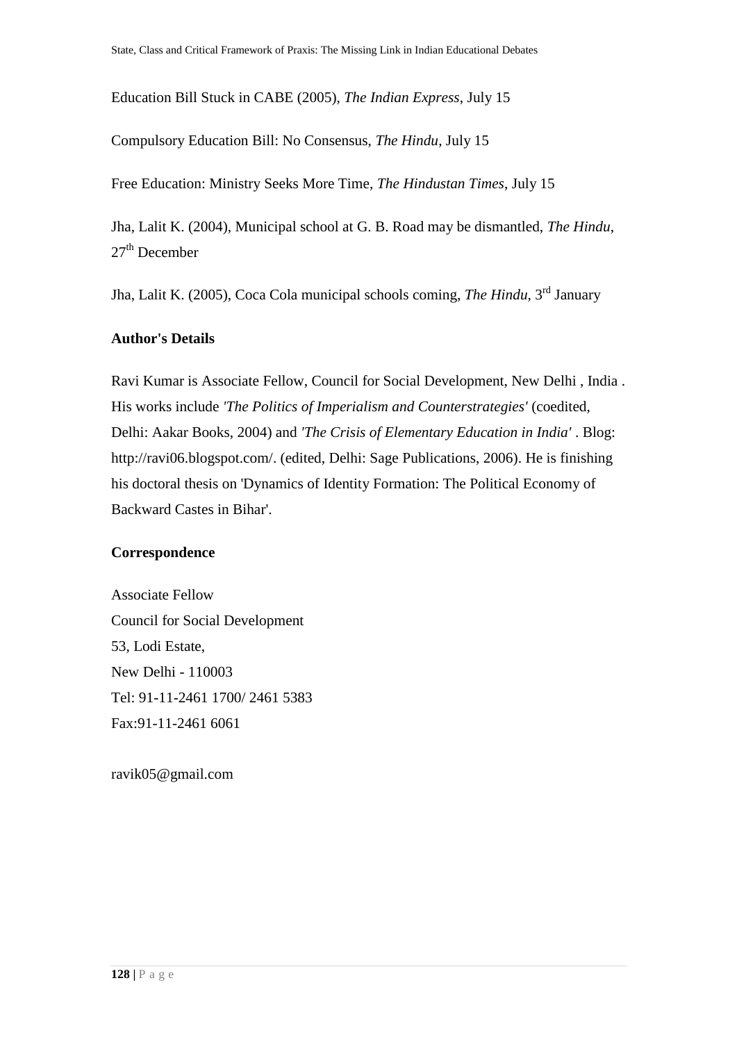Education Bill Stuck in CABE (2005), *The Indian Express*, July 15

Compulsory Education Bill: No Consensus, *The Hindu*, July 15

Free Education: Ministry Seeks More Time, *The Hindustan Times*, July 15

Jha, Lalit K. (2004), Municipal school at G. B. Road may be dismantled, *The Hindu*, 27th December

Jha, Lalit K. (2005), Coca Cola municipal schools coming, *The Hindu*, 3rd January

**Author's Details**

Ravi Kumar is Associate Fellow, Council for Social Development, New Delhi , India . His works include *'The Politics of Imperialism and Counterstrategies'* (coedited, Delhi: Aakar Books, 2004) and *'The Crisis of Elementary Education in India'* . Blog: http://ravi06.blogspot.com/. (edited, Delhi: Sage Publications, 2006). He is finishing his doctoral thesis on 'Dynamics of Identity Formation: The Political Economy of Backward Castes in Bihar'.

**Correspondence**

Associate Fellow
Council for Social Development
53, Lodi Estate,
New Delhi - 110003
Tel: 91-11-2461 1700/ 2461 5383
Fax:91-11-2461 6061

ravik05@gmail.com